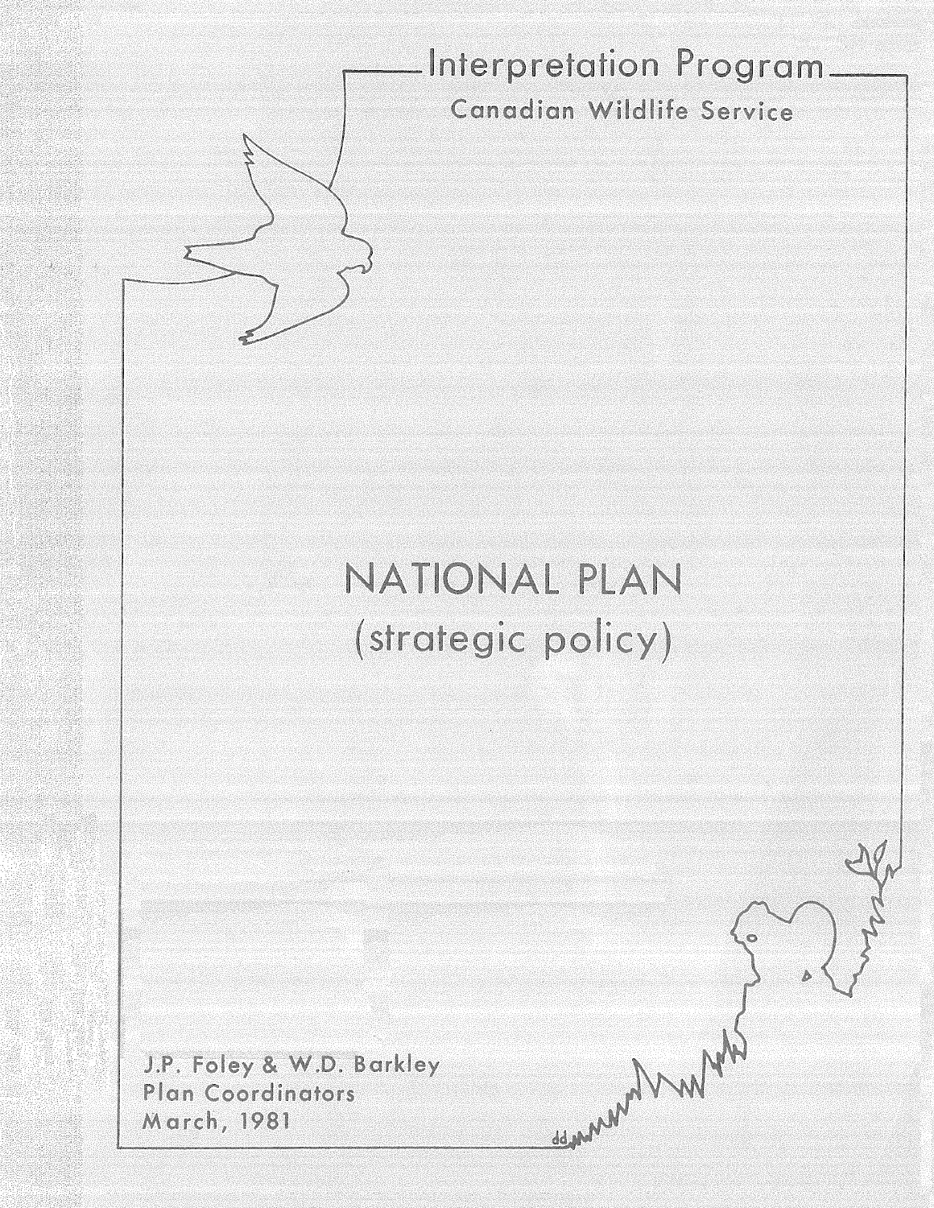# Interpretation Program

Canadian Wildlife Service

# NATIONAL PLAN
## (strategic policy)

J.P. Foley & W.D. Barkley
Plan Coordinators
March, 1981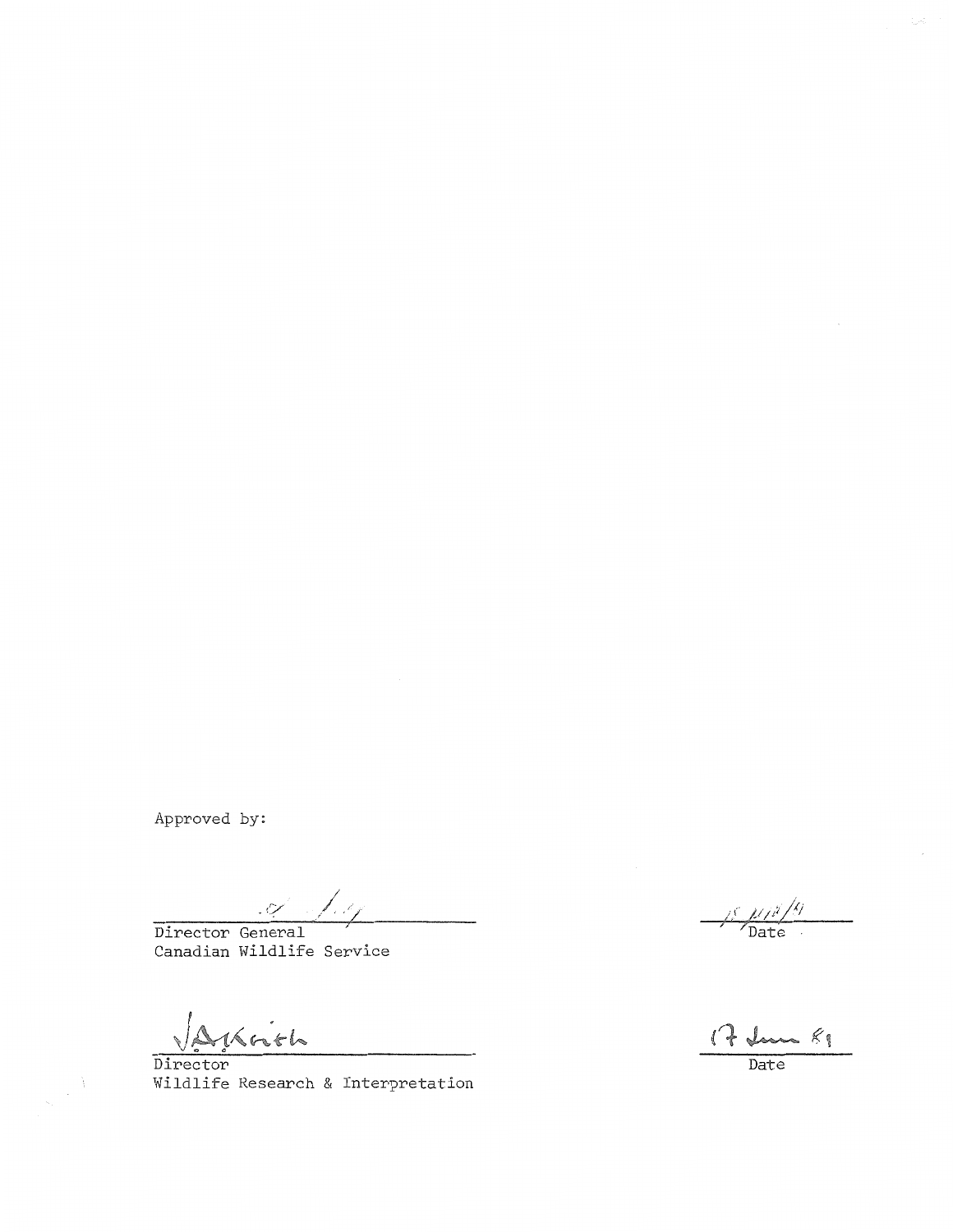Approved by:

Director General
Canadian Wildlife Service

Date

Director
Wildlife Research & Interpretation

17 June 81

Date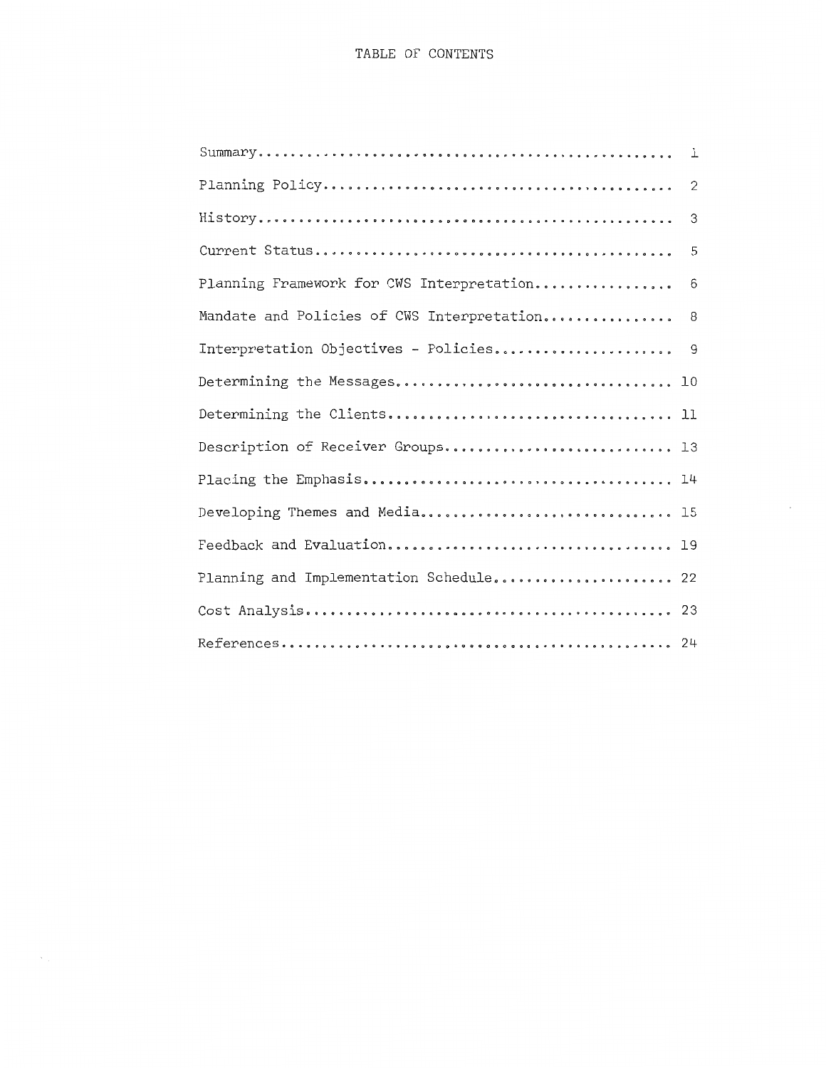# TABLE OF CONTENTS

| | |
|---|---|
| Summary | 1 |
| Planning Policy | 2 |
| History | 3 |
| Current Status | 5 |
| Planning Framework for CWS Interpretation | 6 |
| Mandate and Policies of CWS Interpretation | 8 |
| Interpretation Objectives - Policies | 9 |
| Determining the Messages | 10 |
| Determining the Clients | 11 |
| Description of Receiver Groups | 13 |
| Placing the Emphasis | 14 |
| Developing Themes and Media | 15 |
| Feedback and Evaluation | 19 |
| Planning and Implementation Schedule | 22 |
| Cost Analysis | 23 |
| References | 24 |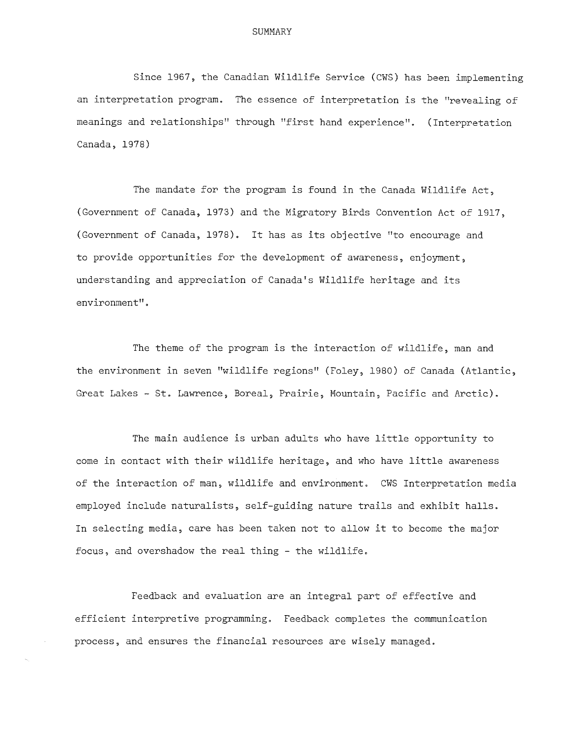# SUMMARY

Since 1967, the Canadian Wildlife Service (CWS) has been implementing an interpretation program. The essence of interpretation is the "revealing of meanings and relationships" through "first hand experience". (Interpretation Canada, 1978)

The mandate for the program is found in the Canada Wildlife Act, (Government of Canada, 1973) and the Migratory Birds Convention Act of 1917, (Government of Canada, 1978). It has as its objective "to encourage and to provide opportunities for the development of awareness, enjoyment, understanding and appreciation of Canada's Wildlife heritage and its environment".

The theme of the program is the interaction of wildlife, man and the environment in seven "wildlife regions" (Foley, 1980) of Canada (Atlantic, Great Lakes - St. Lawrence, Boreal, Prairie, Mountain, Pacific and Arctic).

The main audience is urban adults who have little opportunity to come in contact with their wildlife heritage, and who have little awareness of the interaction of man, wildlife and environment. CWS Interpretation media employed include naturalists, self-guiding nature trails and exhibit halls. In selecting media, care has been taken not to allow it to become the major focus, and overshadow the real thing - the wildlife.

Feedback and evaluation are an integral part of effective and efficient interpretive programming. Feedback completes the communication process, and ensures the financial resources are wisely managed.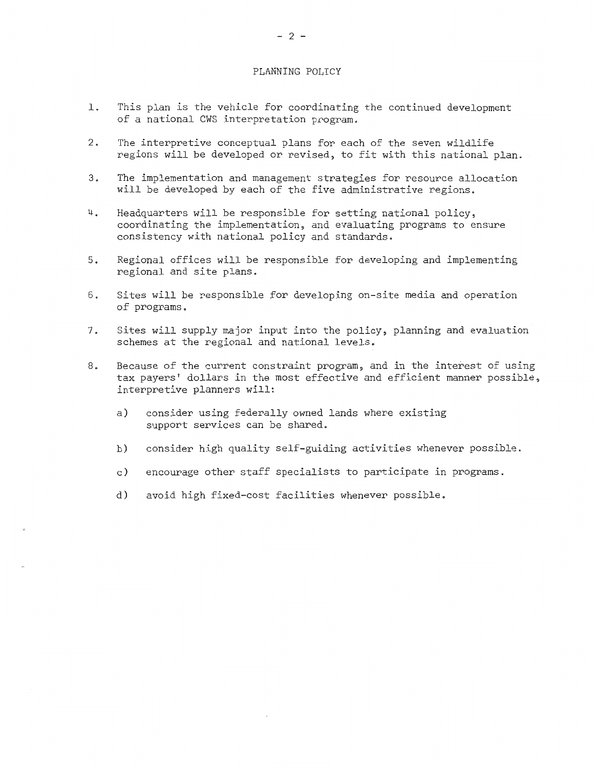## PLANNING POLICY

1. This plan is the vehicle for coordinating the continued development of a national CWS interpretation program.

2. The interpretive conceptual plans for each of the seven wildlife regions will be developed or revised, to fit with this national plan.

3. The implementation and management strategies for resource allocation will be developed by each of the five administrative regions.

4. Headquarters will be responsible for setting national policy, coordinating the implementation, and evaluating programs to ensure consistency with national policy and standards.

5. Regional offices will be responsible for developing and implementing regional and site plans.

6. Sites will be responsible for developing on-site media and operation of programs.

7. Sites will supply major input into the policy, planning and evaluation schemes at the regional and national levels.

8. Because of the current constraint program, and in the interest of using tax payers' dollars in the most effective and efficient manner possible, interpretive planners will:

   a) consider using federally owned lands where existing support services can be shared.

   b) consider high quality self-guiding activities whenever possible.

   c) encourage other staff specialists to participate in programs.

   d) avoid high fixed-cost facilities whenever possible.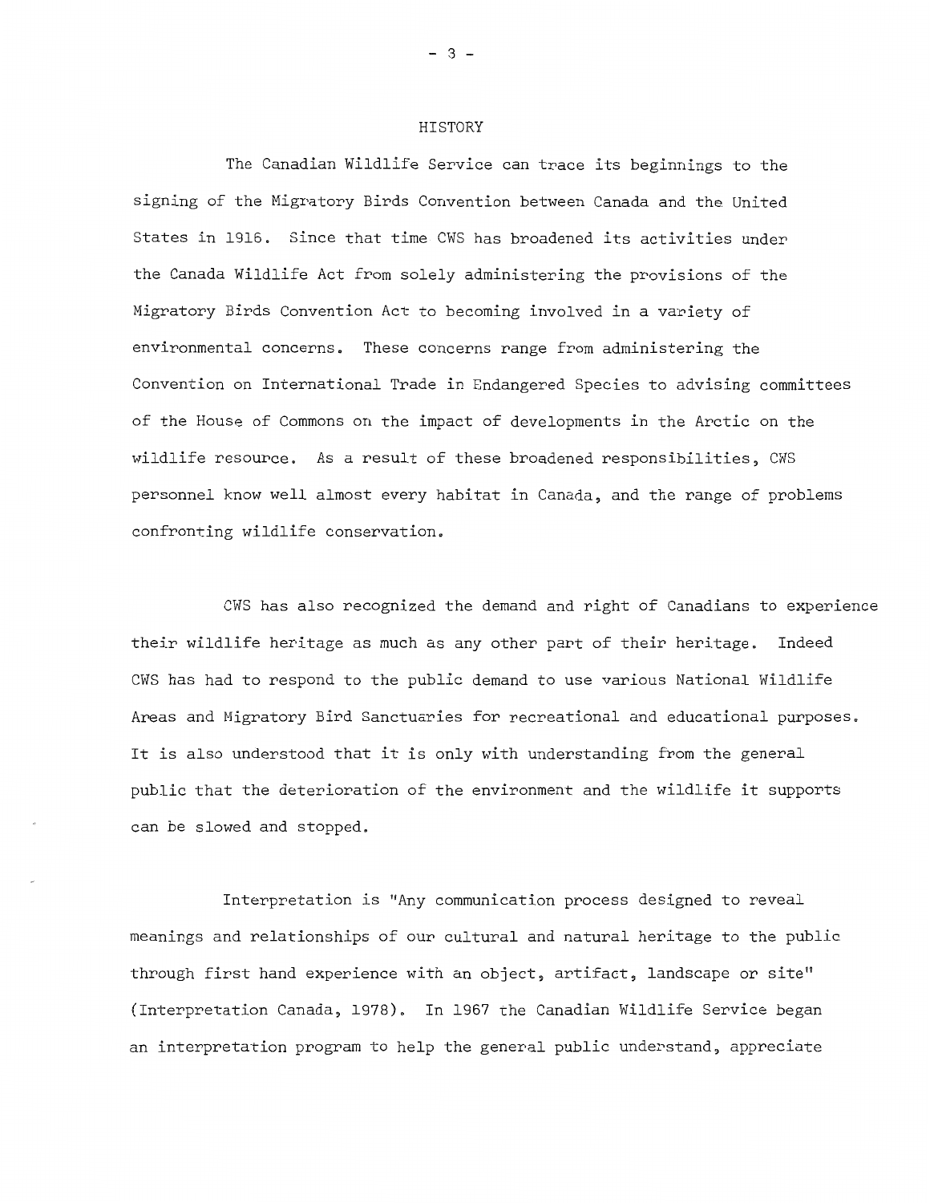## HISTORY

The Canadian Wildlife Service can trace its beginnings to the signing of the Migratory Birds Convention between Canada and the United States in 1916. Since that time CWS has broadened its activities under the Canada Wildlife Act from solely administering the provisions of the Migratory Birds Convention Act to becoming involved in a variety of environmental concerns. These concerns range from administering the Convention on International Trade in Endangered Species to advising committees of the House of Commons on the impact of developments in the Arctic on the wildlife resource. As a result of these broadened responsibilities, CWS personnel know well almost every habitat in Canada, and the range of problems confronting wildlife conservation.

CWS has also recognized the demand and right of Canadians to experience their wildlife heritage as much as any other part of their heritage. Indeed CWS has had to respond to the public demand to use various National Wildlife Areas and Migratory Bird Sanctuaries for recreational and educational purposes. It is also understood that it is only with understanding from the general public that the deterioration of the environment and the wildlife it supports can be slowed and stopped.

Interpretation is "Any communication process designed to reveal meanings and relationships of our cultural and natural heritage to the public through first hand experience with an object, artifact, landscape or site" (Interpretation Canada, 1978). In 1967 the Canadian Wildlife Service began an interpretation program to help the general public understand, appreciate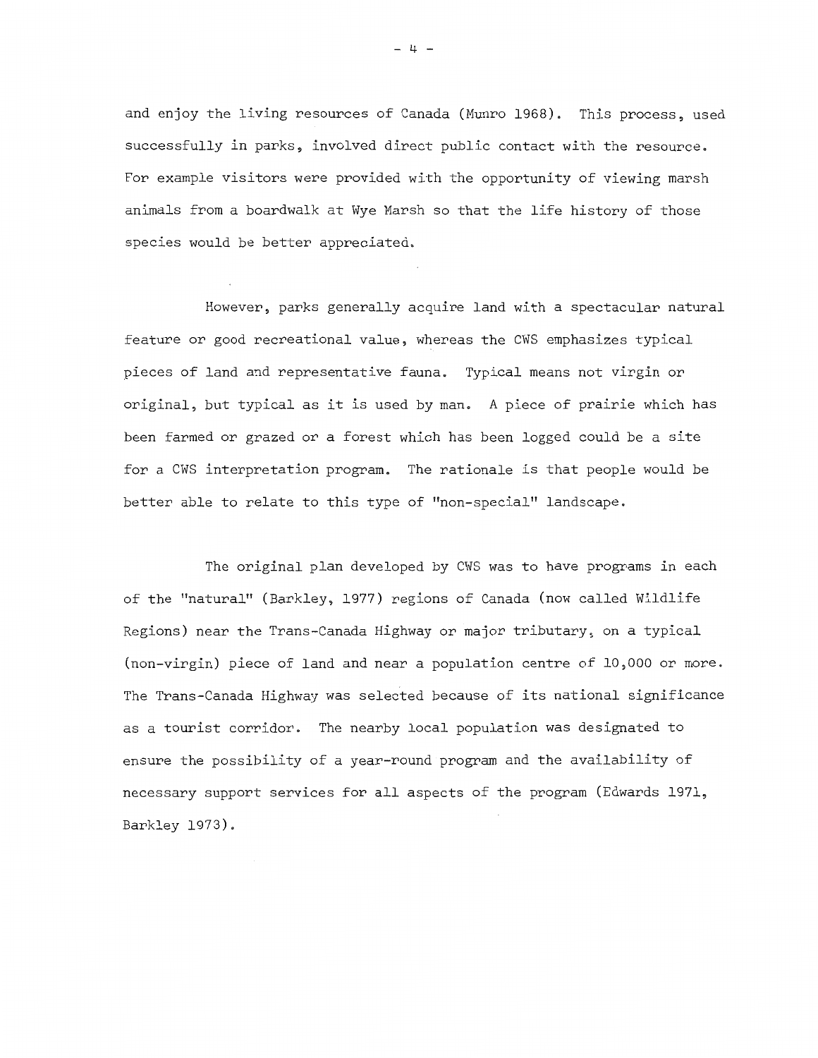and enjoy the living resources of Canada (Munro 1968). This process, used successfully in parks, involved direct public contact with the resource. For example visitors were provided with the opportunity of viewing marsh animals from a boardwalk at Wye Marsh so that the life history of those species would be better appreciated.

However, parks generally acquire land with a spectacular natural feature or good recreational value, whereas the CWS emphasizes typical pieces of land and representative fauna. Typical means not virgin or original, but typical as it is used by man. A piece of prairie which has been farmed or grazed or a forest which has been logged could be a site for a CWS interpretation program. The rationale is that people would be better able to relate to this type of "non-special" landscape.

The original plan developed by CWS was to have programs in each of the "natural" (Barkley, 1977) regions of Canada (now called Wildlife Regions) near the Trans-Canada Highway or major tributary, on a typical (non-virgin) piece of land and near a population centre of 10,000 or more. The Trans-Canada Highway was selected because of its national significance as a tourist corridor. The nearby local population was designated to ensure the possibility of a year-round program and the availability of necessary support services for all aspects of the program (Edwards 1971, Barkley 1973).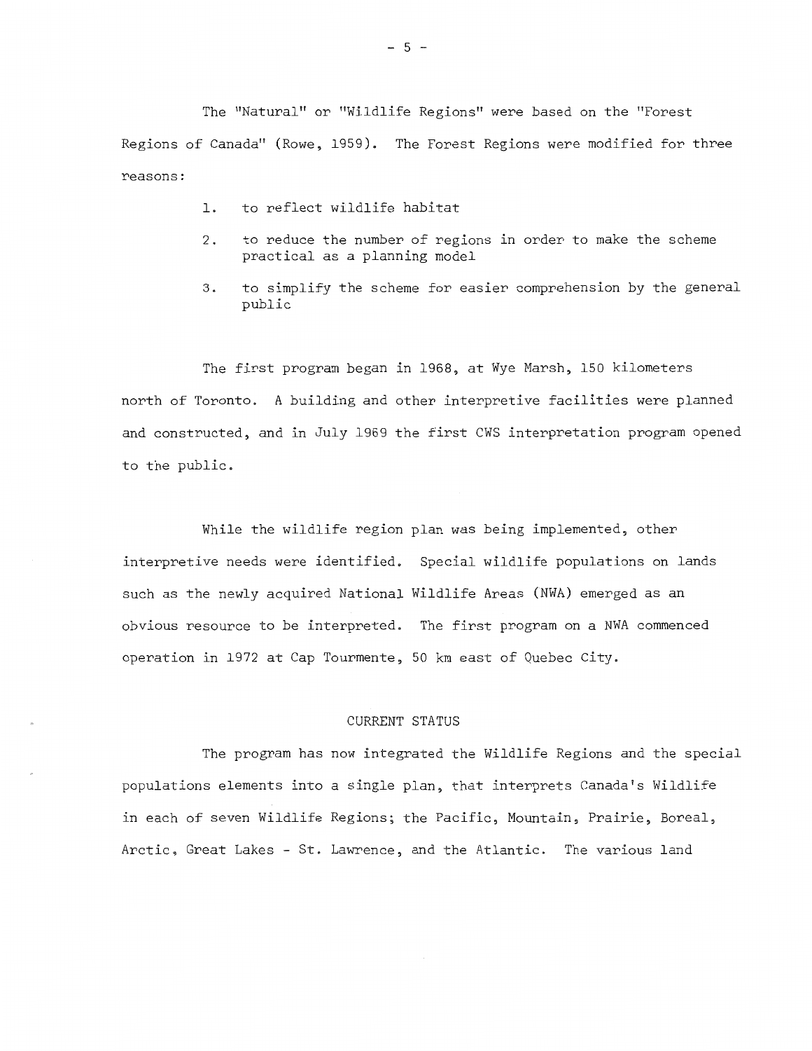The "Natural" or "Wildlife Regions" were based on the "Forest Regions of Canada" (Rowe, 1959). The Forest Regions were modified for three reasons:

1. to reflect wildlife habitat
2. to reduce the number of regions in order to make the scheme practical as a planning model
3. to simplify the scheme for easier comprehension by the general public

The first program began in 1968, at Wye Marsh, 150 kilometers north of Toronto. A building and other interpretive facilities were planned and constructed, and in July 1969 the first CWS interpretation program opened to the public.

While the wildlife region plan was being implemented, other interpretive needs were identified. Special wildlife populations on lands such as the newly acquired National Wildlife Areas (NWA) emerged as an obvious resource to be interpreted. The first program on a NWA commenced operation in 1972 at Cap Tourmente, 50 km east of Quebec City.

## CURRENT STATUS

The program has now integrated the Wildlife Regions and the special populations elements into a single plan, that interprets Canada's Wildlife in each of seven Wildlife Regions; the Pacific, Mountain, Prairie, Boreal, Arctic, Great Lakes - St. Lawrence, and the Atlantic. The various land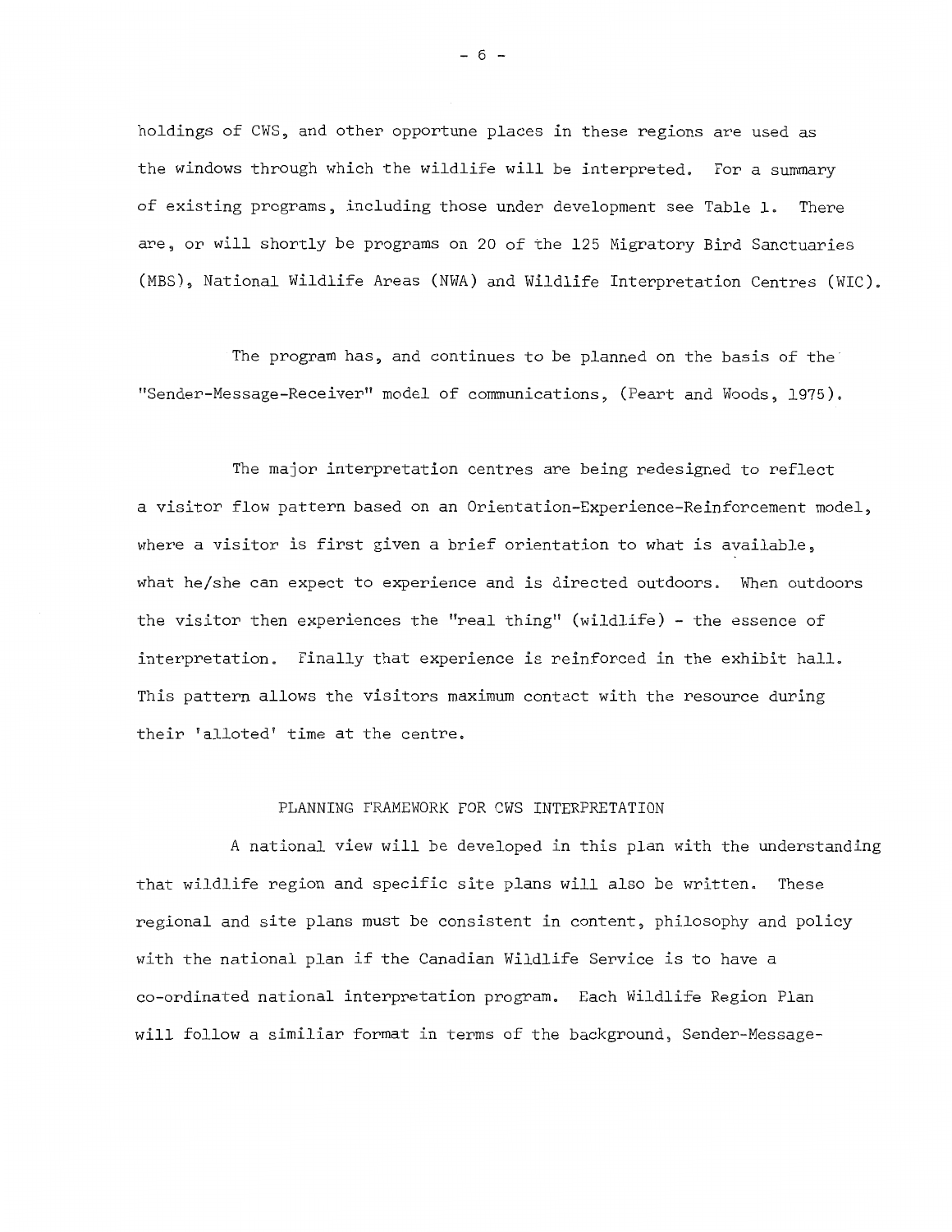holdings of CWS, and other opportune places in these regions are used as the windows through which the wildlife will be interpreted. For a summary of existing programs, including those under development see Table 1. There are, or will shortly be programs on 20 of the 125 Migratory Bird Sanctuaries (MBS), National Wildlife Areas (NWA) and Wildlife Interpretation Centres (WIC).

The program has, and continues to be planned on the basis of the "Sender-Message-Receiver" model of communications, (Peart and Woods, 1975).

The major interpretation centres are being redesigned to reflect a visitor flow pattern based on an Orientation-Experience-Reinforcement model, where a visitor is first given a brief orientation to what is available, what he/she can expect to experience and is directed outdoors. When outdoors the visitor then experiences the "real thing" (wildlife) - the essence of interpretation. Finally that experience is reinforced in the exhibit hall. This pattern allows the visitors maximum contact with the resource during their 'alloted' time at the centre.

## PLANNING FRAMEWORK FOR CWS INTERPRETATION

A national view will be developed in this plan with the understanding that wildlife region and specific site plans will also be written. These regional and site plans must be consistent in content, philosophy and policy with the national plan if the Canadian Wildlife Service is to have a co-ordinated national interpretation program. Each Wildlife Region Plan will follow a similiar format in terms of the background, Sender-Message-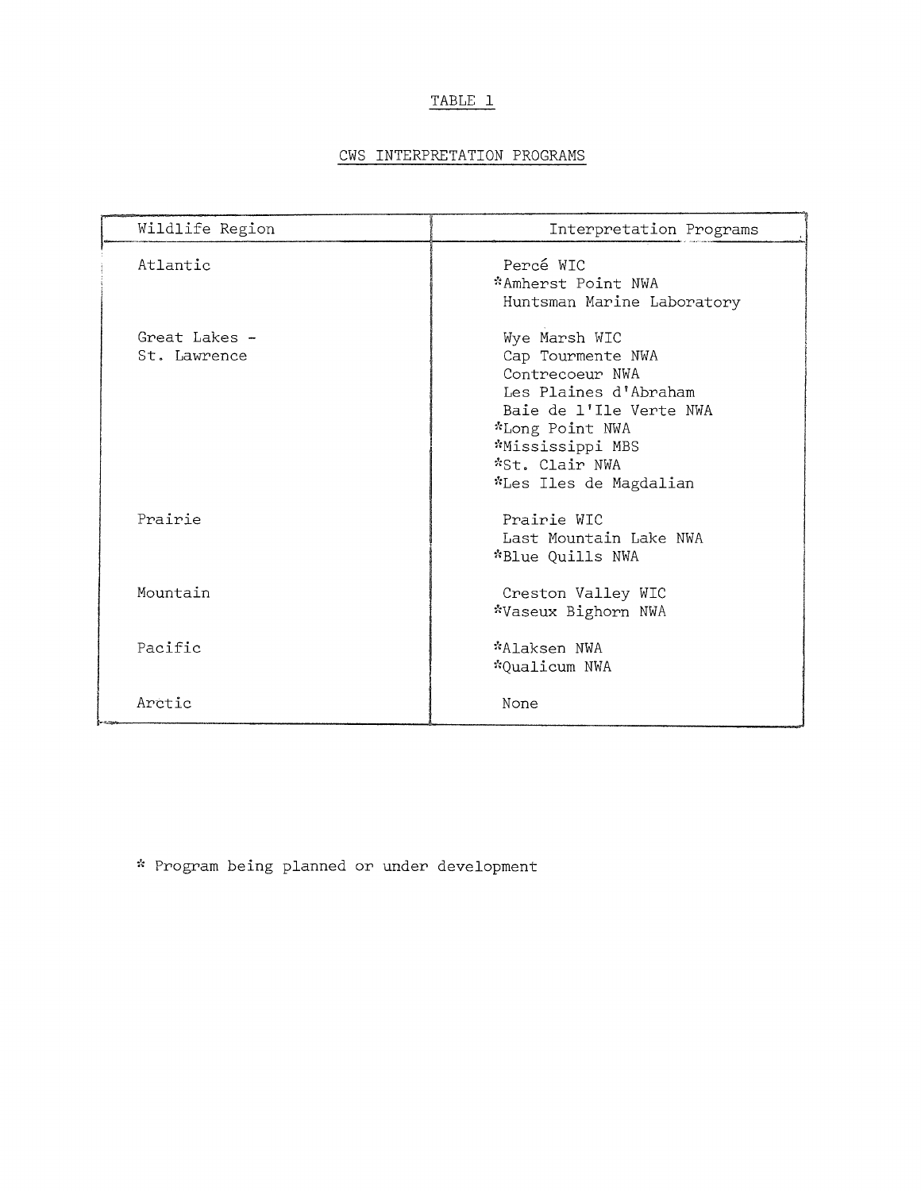# TABLE 1

## CWS INTERPRETATION PROGRAMS

| Wildlife Region | Interpretation Programs |
|---|---|
| Atlantic | Percé WIC<br>*Amherst Point NWA<br>Huntsman Marine Laboratory |
| Great Lakes - St. Lawrence | Wye Marsh WIC<br>Cap Tourmente NWA<br>Contrecoeur NWA<br>Les Plaines d'Abraham<br>Baie de l'Ile Verte NWA<br>*Long Point NWA<br>*Mississippi MBS<br>*St. Clair NWA<br>*Les Iles de Magdalian |
| Prairie | Prairie WIC<br>Last Mountain Lake NWA<br>*Blue Quills NWA |
| Mountain | Creston Valley WIC<br>*Vaseux Bighorn NWA |
| Pacific | *Alaksen NWA<br>*Qualicum NWA |
| Arctic | None |

* Program being planned or under development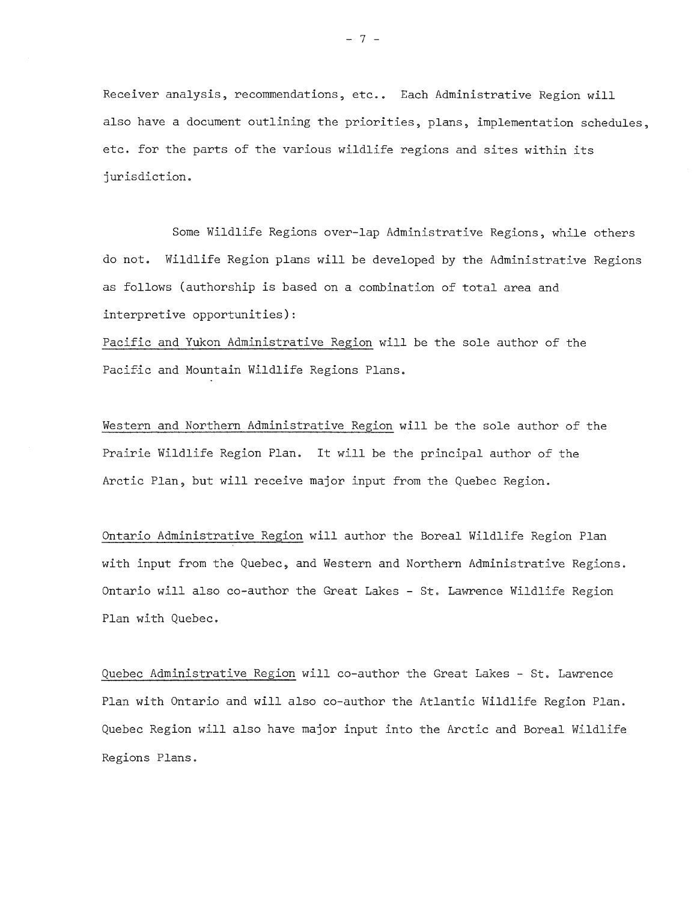Receiver analysis, recommendations, etc.. Each Administrative Region will also have a document outlining the priorities, plans, implementation schedules, etc. for the parts of the various wildlife regions and sites within its jurisdiction.

Some Wildlife Regions over-lap Administrative Regions, while others do not. Wildlife Region plans will be developed by the Administrative Regions as follows (authorship is based on a combination of total area and interpretive opportunities):

<u>Pacific and Yukon Administrative Region</u> will be the sole author of the Pacific and Mountain Wildlife Regions Plans.

<u>Western and Northern Administrative Region</u> will be the sole author of the Prairie Wildlife Region Plan. It will be the principal author of the Arctic Plan, but will receive major input from the Quebec Region.

<u>Ontario Administrative Region</u> will author the Boreal Wildlife Region Plan with input from the Quebec, and Western and Northern Administrative Regions. Ontario will also co-author the Great Lakes - St. Lawrence Wildlife Region Plan with Quebec.

<u>Quebec Administrative Region</u> will co-author the Great Lakes - St. Lawrence Plan with Ontario and will also co-author the Atlantic Wildlife Region Plan. Quebec Region will also have major input into the Arctic and Boreal Wildlife Regions Plans.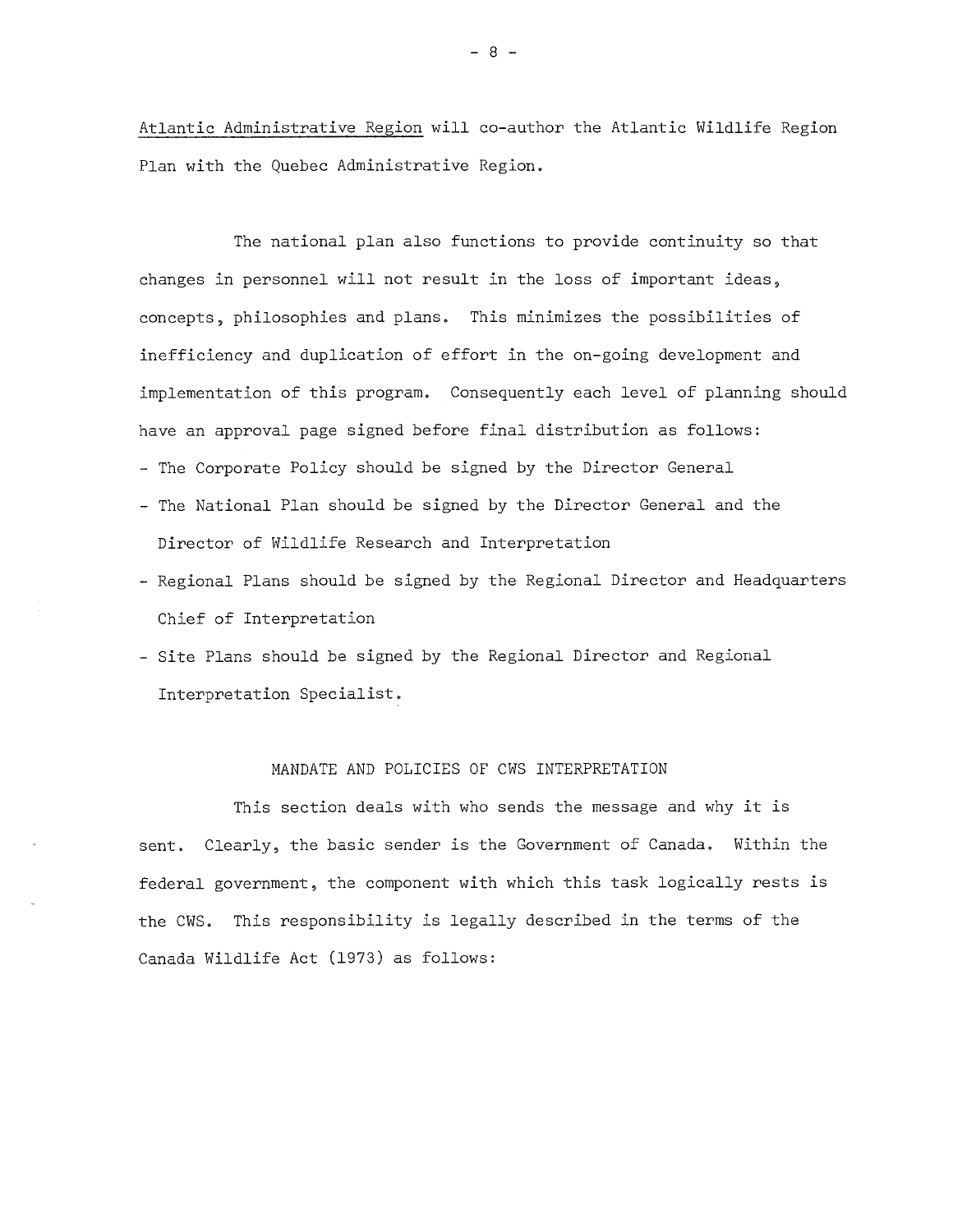Atlantic Administrative Region will co-author the Atlantic Wildlife Region Plan with the Quebec Administrative Region.

The national plan also functions to provide continuity so that changes in personnel will not result in the loss of important ideas, concepts, philosophies and plans. This minimizes the possibilities of inefficiency and duplication of effort in the on-going development and implementation of this program. Consequently each level of planning should have an approval page signed before final distribution as follows:

- The Corporate Policy should be signed by the Director General
- The National Plan should be signed by the Director General and the Director of Wildlife Research and Interpretation
- Regional Plans should be signed by the Regional Director and Headquarters Chief of Interpretation
- Site Plans should be signed by the Regional Director and Regional Interpretation Specialist.

## MANDATE AND POLICIES OF CWS INTERPRETATION

This section deals with who sends the message and why it is sent. Clearly, the basic sender is the Government of Canada. Within the federal government, the component with which this task logically rests is the CWS. This responsibility is legally described in the terms of the Canada Wildlife Act (1973) as follows: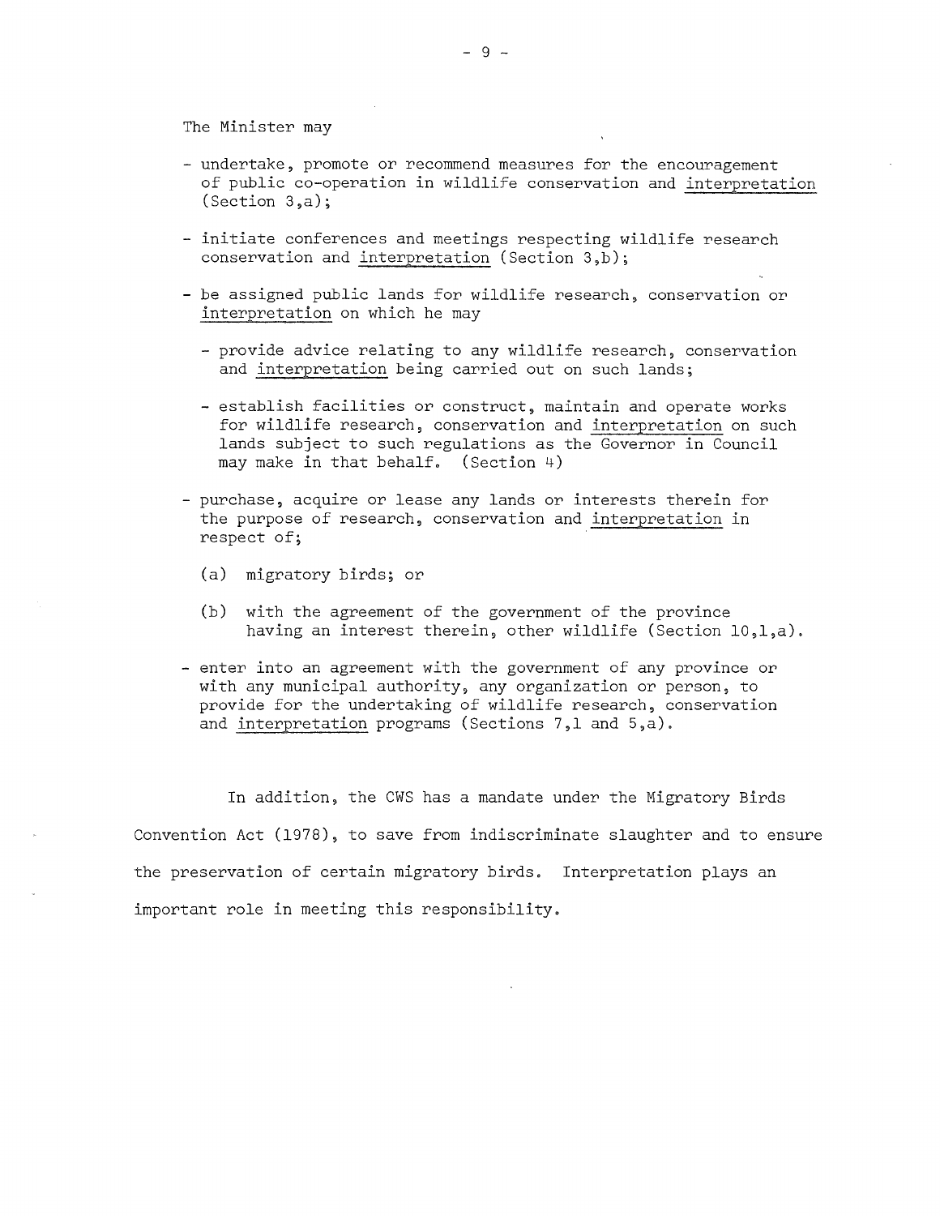The Minister may

- undertake, promote or recommend measures for the encouragement of public co-operation in wildlife conservation and <u>interpretation</u> (Section 3,a);

- initiate conferences and meetings respecting wildlife research conservation and <u>interpretation</u> (Section 3,b);

- be assigned public lands for wildlife research, conservation or <u>interpretation</u> on which he may

  - provide advice relating to any wildlife research, conservation and <u>interpretation</u> being carried out on such lands;

  - establish facilities or construct, maintain and operate works for wildlife research, conservation and <u>interpretation</u> on such lands subject to such regulations as the Governor in Council may make in that behalf. (Section 4)

- purchase, acquire or lease any lands or interests therein for the purpose of research, conservation and <u>interpretation</u> in respect of;

  (a) migratory birds; or

  (b) with the agreement of the government of the province having an interest therein, other wildlife (Section 10,1,a).

- enter into an agreement with the government of any province or with any municipal authority, any organization or person, to provide for the undertaking of wildlife research, conservation and <u>interpretation</u> programs (Sections 7,1 and 5,a).

In addition, the CWS has a mandate under the Migratory Birds Convention Act (1978), to save from indiscriminate slaughter and to ensure the preservation of certain migratory birds. Interpretation plays an important role in meeting this responsibility.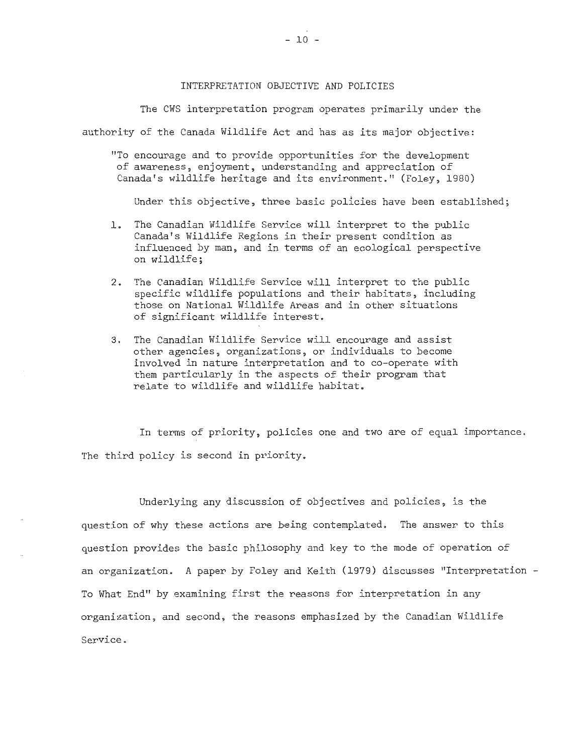## INTERPRETATION OBJECTIVE AND POLICIES

The CWS interpretation program operates primarily under the authority of the Canada Wildlife Act and has as its major objective:

> "To encourage and to provide opportunities for the development of awareness, enjoyment, understanding and appreciation of Canada's wildlife heritage and its environment." (Foley, 1980)

Under this objective, three basic policies have been established;

1. The Canadian Wildlife Service will interpret to the public Canada's Wildlife Regions in their present condition as influenced by man, and in terms of an ecological perspective on wildlife;
2. The Canadian Wildlife Service will interpret to the public specific wildlife populations and their habitats, including those on National Wildlife Areas and in other situations of significant wildlife interest.
3. The Canadian Wildlife Service will encourage and assist other agencies, organizations, or individuals to become involved in nature interpretation and to co-operate with them particularly in the aspects of their program that relate to wildlife and wildlife habitat.

In terms of priority, policies one and two are of equal importance. The third policy is second in priority.

Underlying any discussion of objectives and policies, is the question of why these actions are being contemplated. The answer to this question provides the basic philosophy and key to the mode of operation of an organization. A paper by Foley and Keith (1979) discusses "Interpretation - To What End" by examining first the reasons for interpretation in any organization, and second, the reasons emphasized by the Canadian Wildlife Service.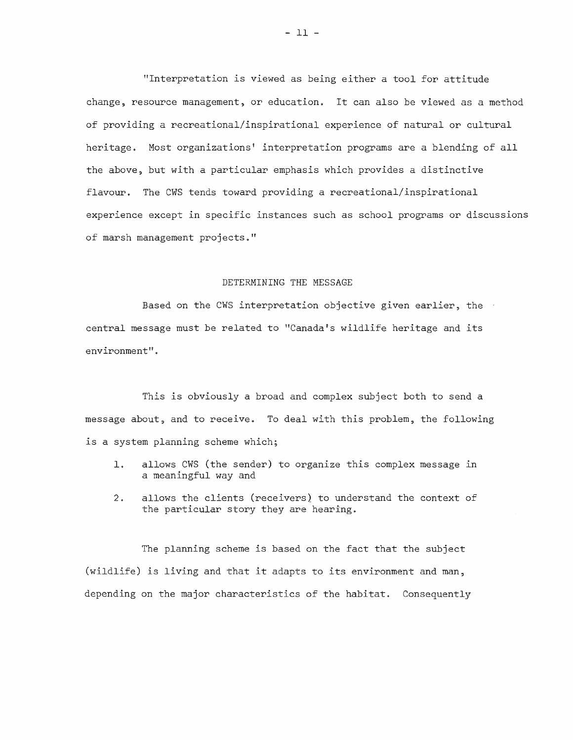"Interpretation is viewed as being either a tool for attitude change, resource management, or education. It can also be viewed as a method of providing a recreational/inspirational experience of natural or cultural heritage. Most organizations' interpretation programs are a blending of all the above, but with a particular emphasis which provides a distinctive flavour. The CWS tends toward providing a recreational/inspirational experience except in specific instances such as school programs or discussions of marsh management projects."

## DETERMINING THE MESSAGE

Based on the CWS interpretation objective given earlier, the central message must be related to "Canada's wildlife heritage and its environment".

This is obviously a broad and complex subject both to send a message about, and to receive. To deal with this problem, the following is a system planning scheme which;

1. allows CWS (the sender) to organize this complex message in a meaningful way and
2. allows the clients (receivers) to understand the context of the particular story they are hearing.

The planning scheme is based on the fact that the subject (wildlife) is living and that it adapts to its environment and man, depending on the major characteristics of the habitat. Consequently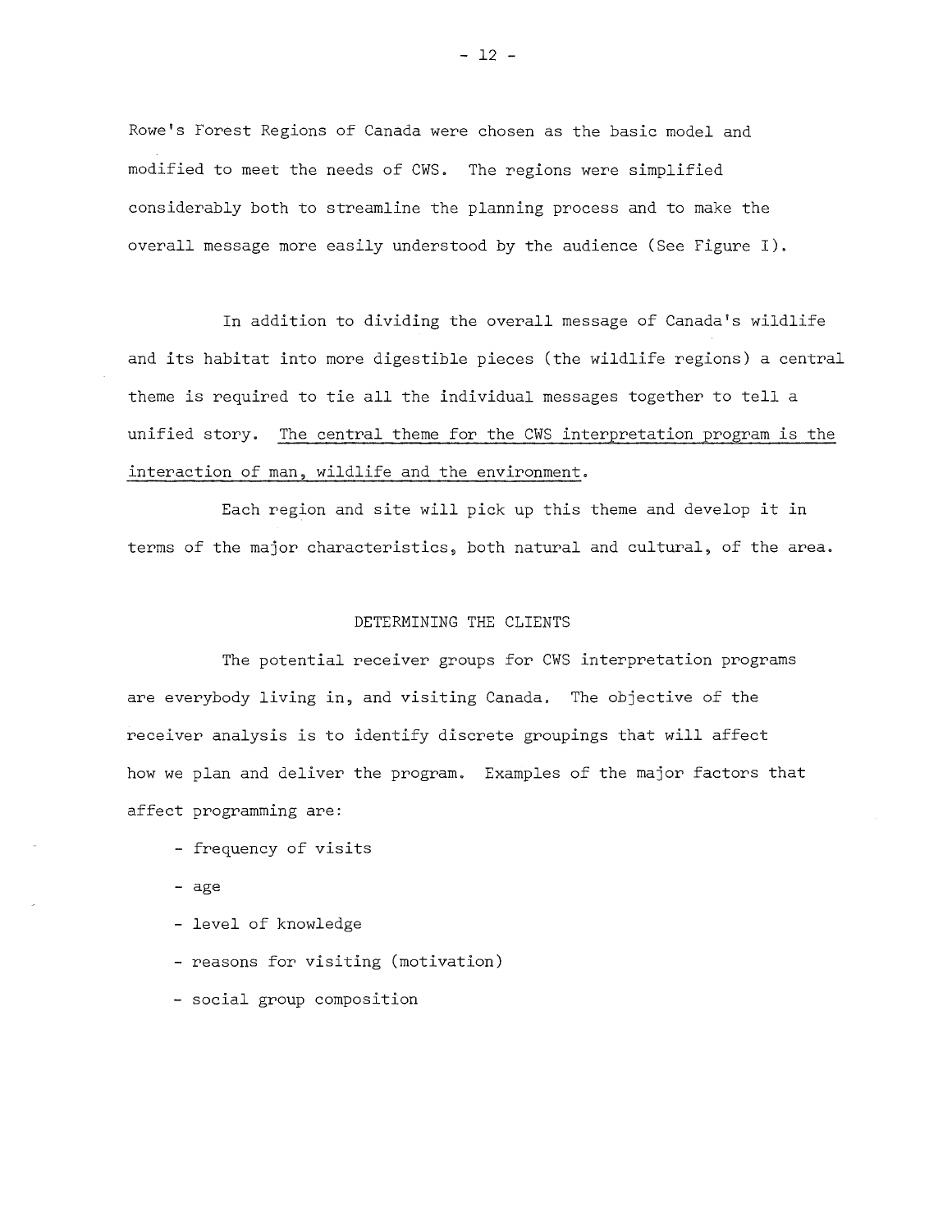Rowe's Forest Regions of Canada were chosen as the basic model and modified to meet the needs of CWS. The regions were simplified considerably both to streamline the planning process and to make the overall message more easily understood by the audience (See Figure I).

In addition to dividing the overall message of Canada's wildlife and its habitat into more digestible pieces (the wildlife regions) a central theme is required to tie all the individual messages together to tell a unified story. <u>The central theme for the CWS interpretation program is the interaction of man, wildlife and the environment</u>.

Each region and site will pick up this theme and develop it in terms of the major characteristics, both natural and cultural, of the area.

## DETERMINING THE CLIENTS

The potential receiver groups for CWS interpretation programs are everybody living in, and visiting Canada. The objective of the receiver analysis is to identify discrete groupings that will affect how we plan and deliver the program. Examples of the major factors that affect programming are:

- frequency of visits
- age
- level of knowledge
- reasons for visiting (motivation)
- social group composition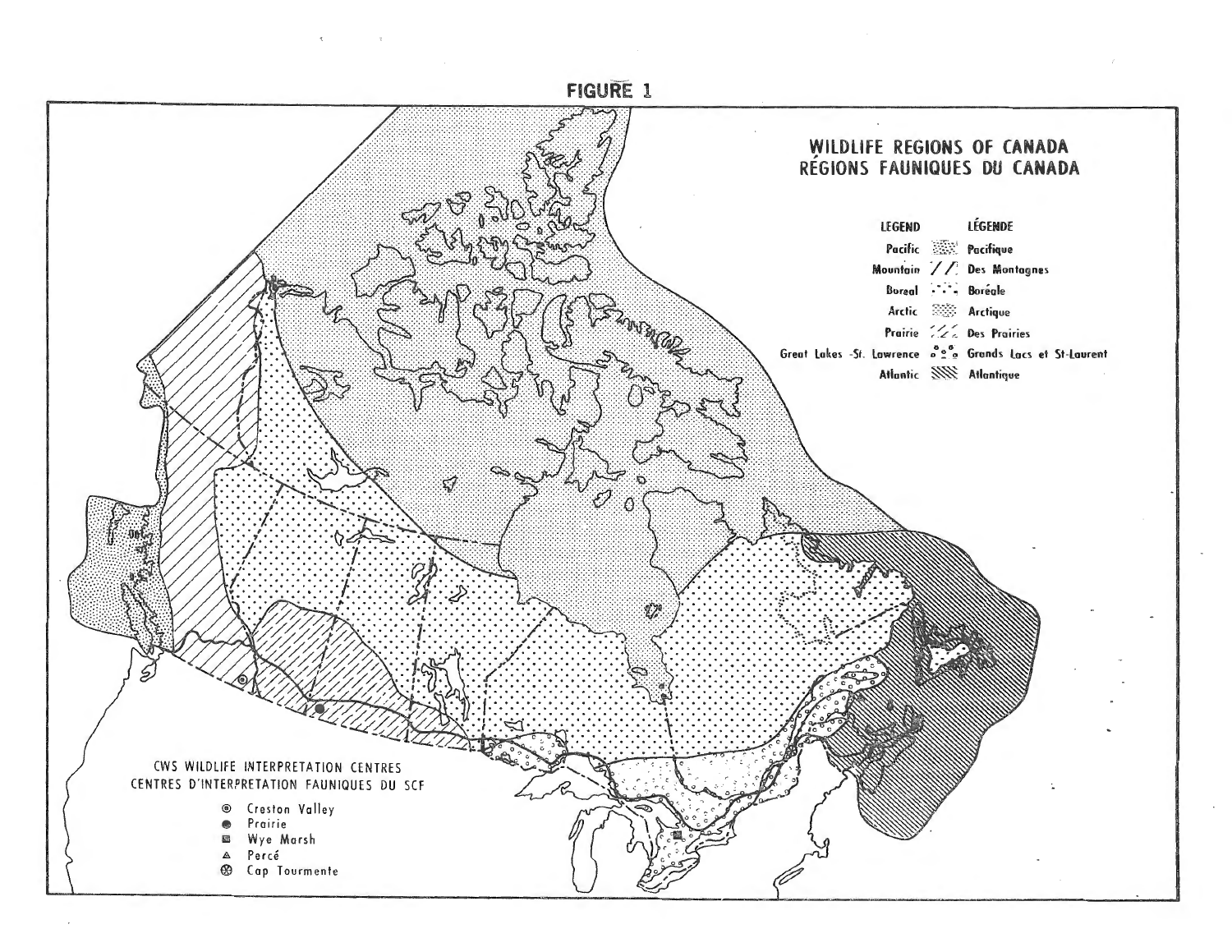FIGURE 1

WILDLIFE REGIONS OF CANADA
RÉGIONS FAUNIQUES DU CANADA

| LEGEND | LÉGENDE |
| --- | --- |
| Pacific | Pacifique |
| Mountain | Des Montagnes |
| Boreal | Boréale |
| Arctic | Arctique |
| Prairie | Des Prairies |
| Great Lakes -St. Lawrence | Grands Lacs et St-Laurent |
| Atlantic | Atlantique |

CWS WILDLIFE INTERPRETATION CENTRES
CENTRES D'INTERPRETATION FAUNIQUES DU SCF

- Creston Valley
- Prairie
- Wye Marsh
- Percé
- Cap Tourmente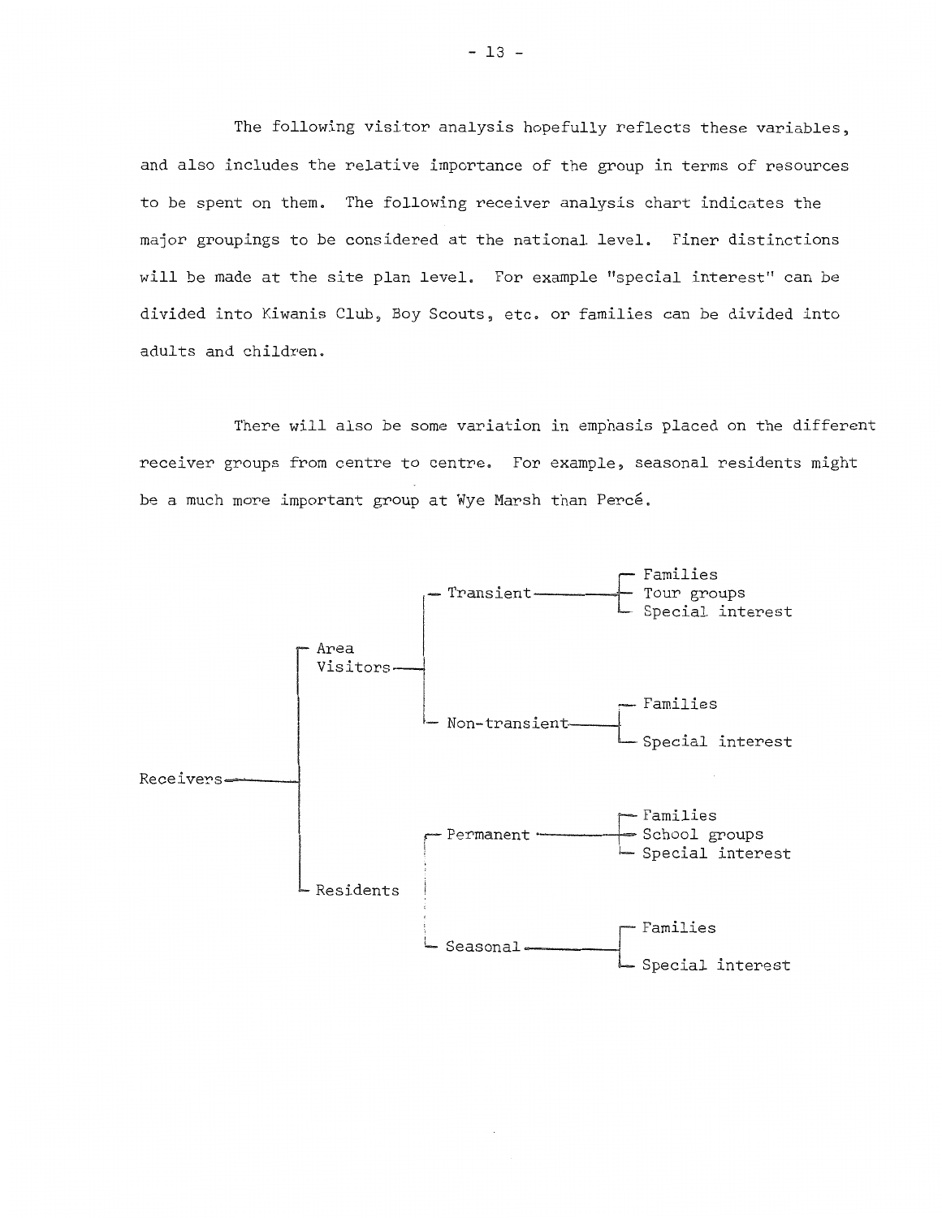The following visitor analysis hopefully reflects these variables, and also includes the relative importance of the group in terms of resources to be spent on them. The following receiver analysis chart indicates the major groupings to be considered at the national level. Finer distinctions will be made at the site plan level. For example "special interest" can be divided into Kiwanis Club, Boy Scouts, etc. or families can be divided into adults and children.

There will also be some variation in emphasis placed on the different receiver groups from centre to centre. For example, seasonal residents might be a much more important group at Wye Marsh than Percé.

- Receivers
  - Area Visitors
    - Transient
      - Families
      - Tour groups
      - Special interest
    - Non-transient
      - Families
      - Special interest
  - Residents
    - Permanent
      - Families
      - School groups
      - Special interest
    - Seasonal
      - Families
      - Special interest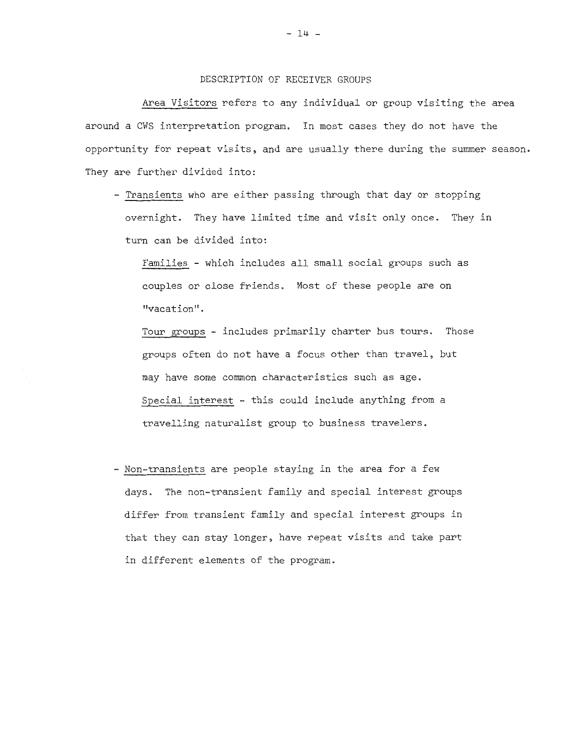## DESCRIPTION OF RECEIVER GROUPS

Area Visitors refers to any individual or group visiting the area around a CWS interpretation program. In most cases they do not have the opportunity for repeat visits, and are usually there during the summer season. They are further divided into:

- Transients who are either passing through that day or stopping overnight. They have limited time and visit only once. They in turn can be divided into:

  Families - which includes all small social groups such as couples or close friends. Most of these people are on "vacation".

  Tour groups - includes primarily charter bus tours. Those groups often do not have a focus other than travel, but may have some common characteristics such as age.

  Special interest - this could include anything from a travelling naturalist group to business travelers.

- Non-transients are people staying in the area for a few days. The non-transient family and special interest groups differ from transient family and special interest groups in that they can stay longer, have repeat visits and take part in different elements of the program.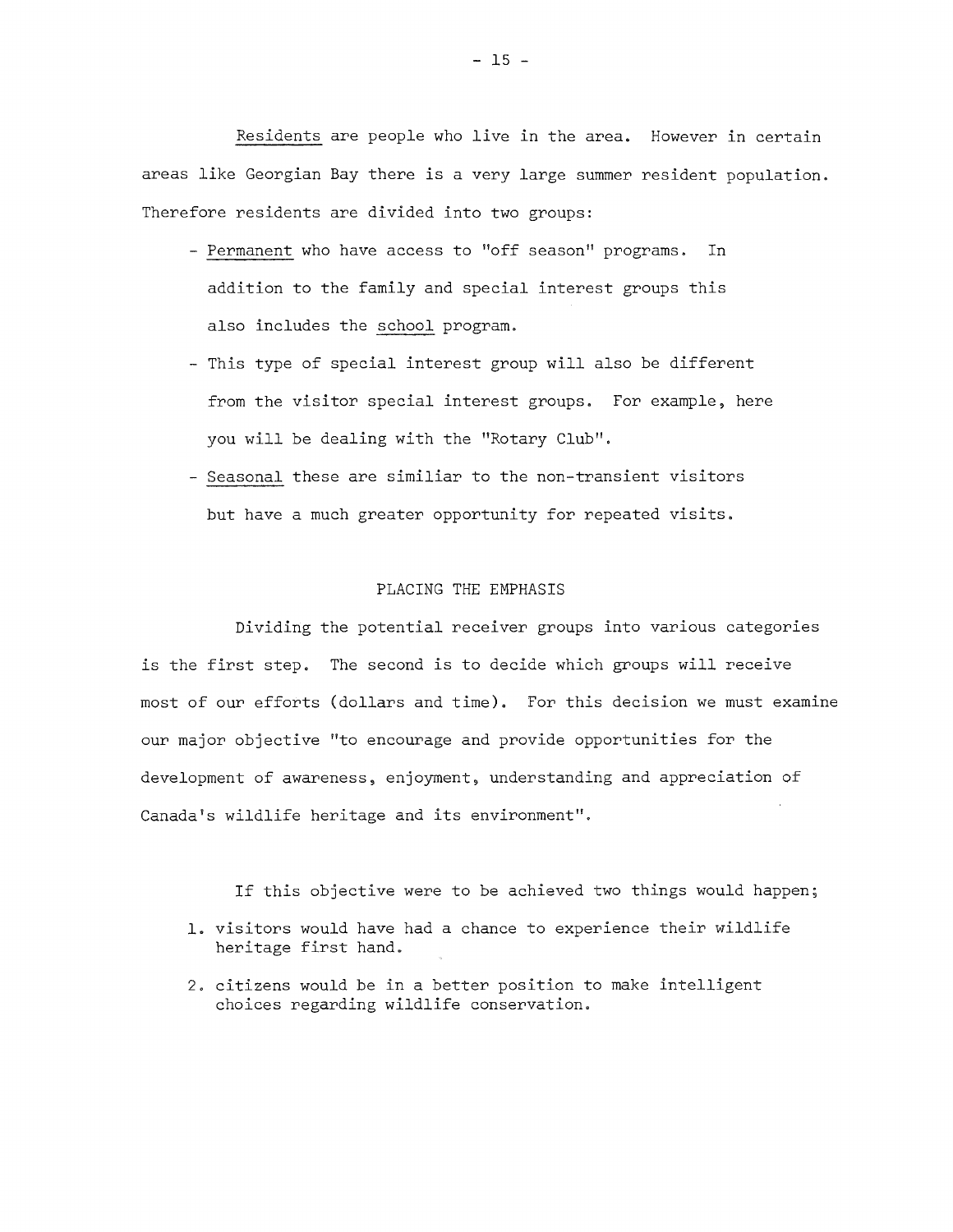Residents are people who live in the area. However in certain areas like Georgian Bay there is a very large summer resident population. Therefore residents are divided into two groups:

- Permanent who have access to "off season" programs. In addition to the family and special interest groups this also includes the school program.
- This type of special interest group will also be different from the visitor special interest groups. For example, here you will be dealing with the "Rotary Club".
- Seasonal these are similiar to the non-transient visitors but have a much greater opportunity for repeated visits.

## PLACING THE EMPHASIS

Dividing the potential receiver groups into various categories is the first step. The second is to decide which groups will receive most of our efforts (dollars and time). For this decision we must examine our major objective "to encourage and provide opportunities for the development of awareness, enjoyment, understanding and appreciation of Canada's wildlife heritage and its environment".

If this objective were to be achieved two things would happen;

1. visitors would have had a chance to experience their wildlife heritage first hand.
2. citizens would be in a better position to make intelligent choices regarding wildlife conservation.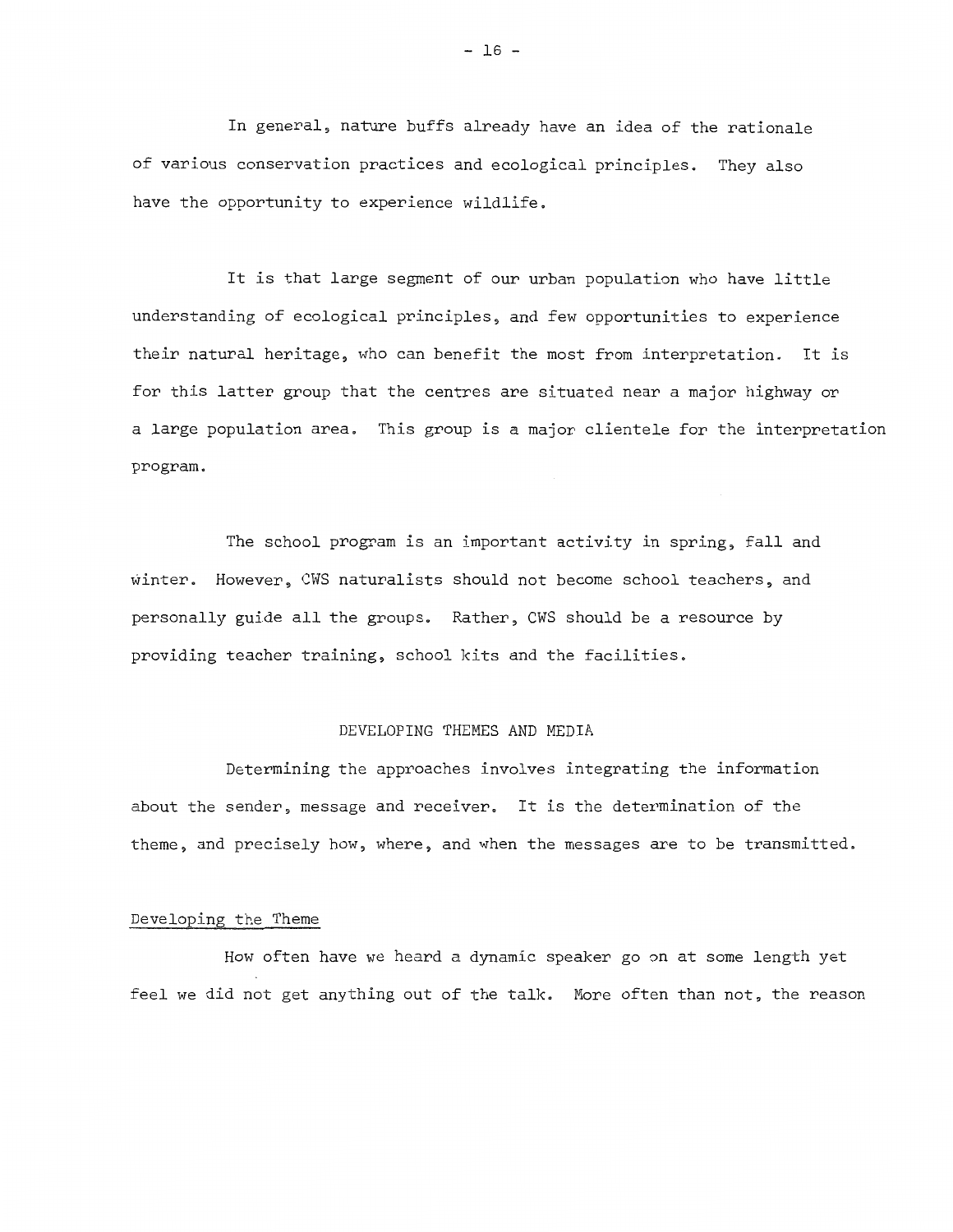In general, nature buffs already have an idea of the rationale of various conservation practices and ecological principles. They also have the opportunity to experience wildlife.

It is that large segment of our urban population who have little understanding of ecological principles, and few opportunities to experience their natural heritage, who can benefit the most from interpretation. It is for this latter group that the centres are situated near a major highway or a large population area. This group is a major clientele for the interpretation program.

The school program is an important activity in spring, fall and winter. However, CWS naturalists should not become school teachers, and personally guide all the groups. Rather, CWS should be a resource by providing teacher training, school kits and the facilities.

## DEVELOPING THEMES AND MEDIA

Determining the approaches involves integrating the information about the sender, message and receiver. It is the determination of the theme, and precisely how, where, and when the messages are to be transmitted.

### Developing the Theme

How often have we heard a dynamic speaker go on at some length yet feel we did not get anything out of the talk. More often than not, the reason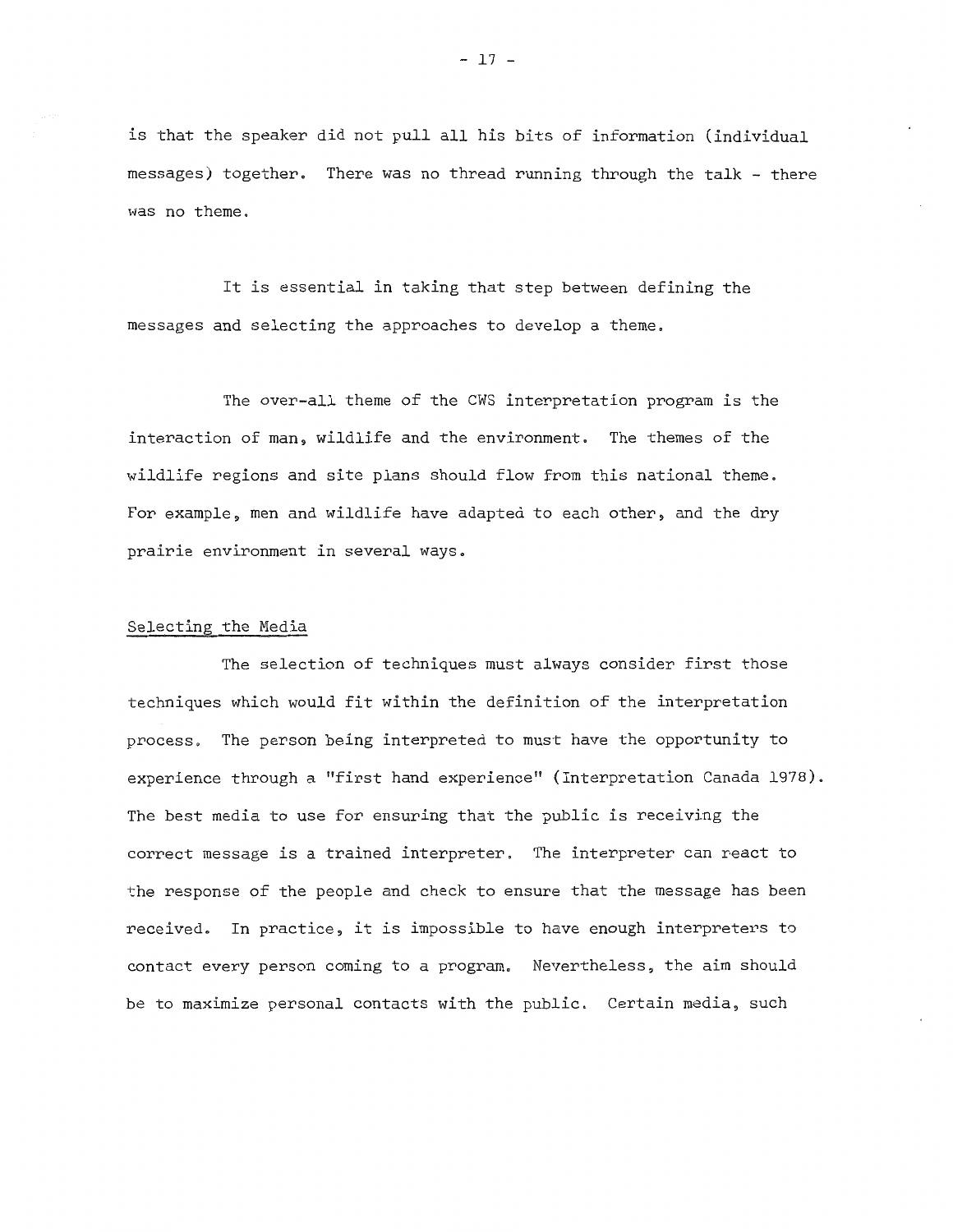is that the speaker did not pull all his bits of information (individual messages) together. There was no thread running through the talk - there was no theme.

It is essential in taking that step between defining the messages and selecting the approaches to develop a theme.

The over-all theme of the CWS interpretation program is the interaction of man, wildlife and the environment. The themes of the wildlife regions and site plans should flow from this national theme. For example, men and wildlife have adapted to each other, and the dry prairie environment in several ways.

## Selecting the Media

The selection of techniques must always consider first those techniques which would fit within the definition of the interpretation process. The person being interpreted to must have the opportunity to experience through a "first hand experience" (Interpretation Canada 1978). The best media to use for ensuring that the public is receiving the correct message is a trained interpreter. The interpreter can react to the response of the people and check to ensure that the message has been received. In practice, it is impossible to have enough interpreters to contact every person coming to a program. Nevertheless, the aim should be to maximize personal contacts with the public. Certain media, such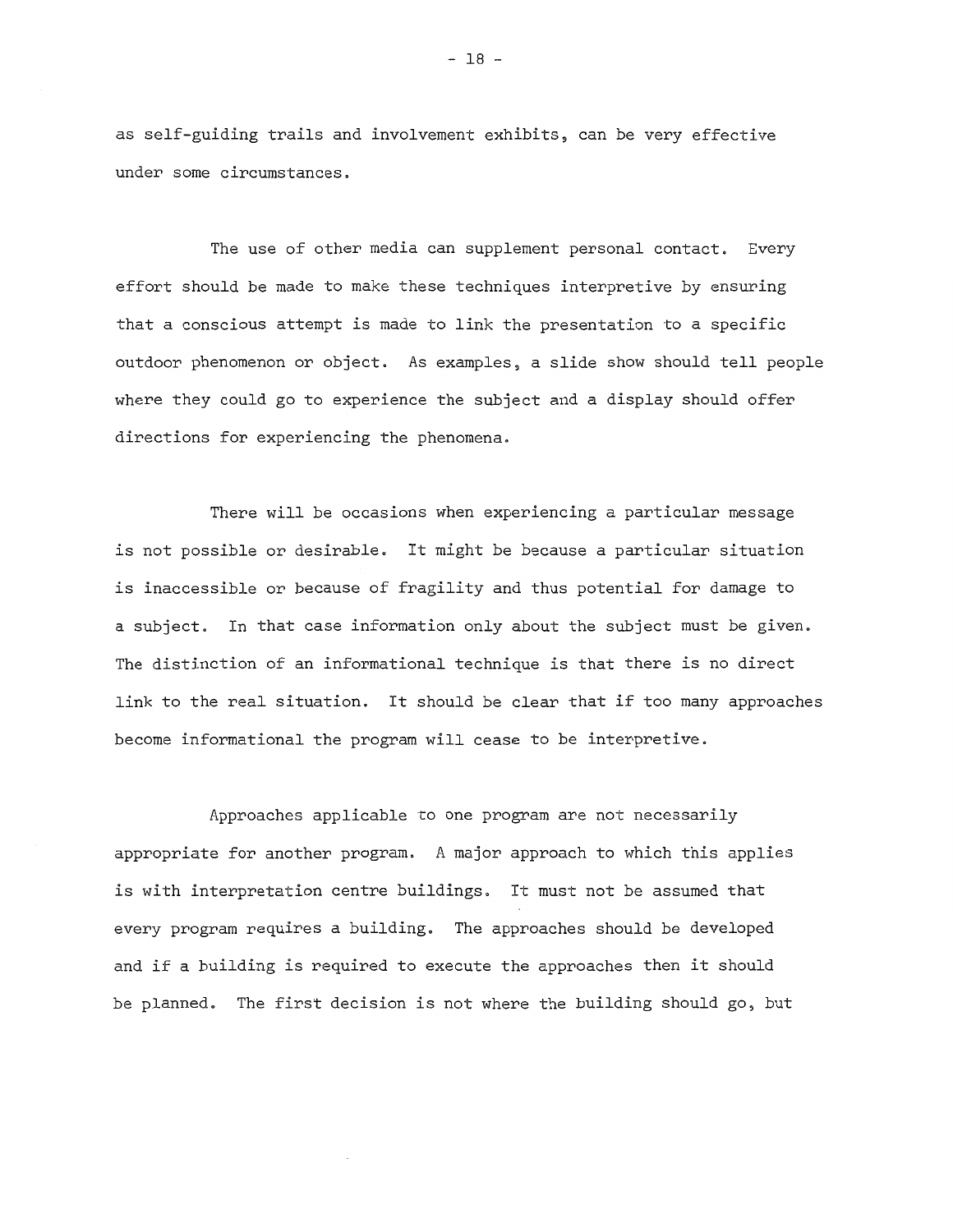as self-guiding trails and involvement exhibits, can be very effective under some circumstances.

The use of other media can supplement personal contact. Every effort should be made to make these techniques interpretive by ensuring that a conscious attempt is made to link the presentation to a specific outdoor phenomenon or object. As examples, a slide show should tell people where they could go to experience the subject and a display should offer directions for experiencing the phenomena.

There will be occasions when experiencing a particular message is not possible or desirable. It might be because a particular situation is inaccessible or because of fragility and thus potential for damage to a subject. In that case information only about the subject must be given. The distinction of an informational technique is that there is no direct link to the real situation. It should be clear that if too many approaches become informational the program will cease to be interpretive.

Approaches applicable to one program are not necessarily appropriate for another program. A major approach to which this applies is with interpretation centre buildings. It must not be assumed that every program requires a building. The approaches should be developed and if a building is required to execute the approaches then it should be planned. The first decision is not where the building should go, but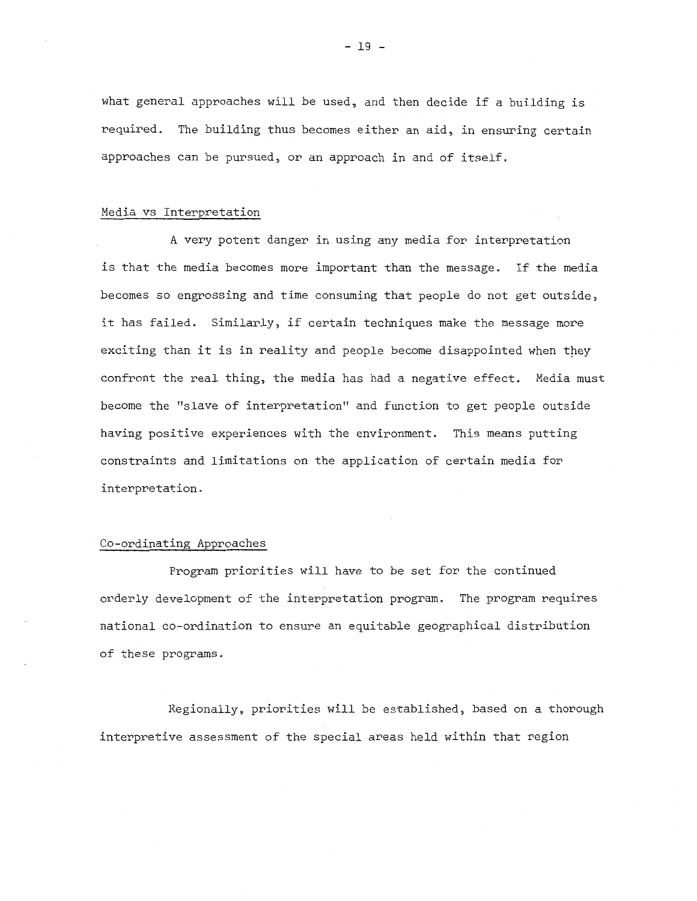what general approaches will be used, and then decide if a building is required. The building thus becomes either an aid, in ensuring certain approaches can be pursued, or an approach in and of itself.

## Media vs Interpretation

A very potent danger in using any media for interpretation is that the media becomes more important than the message. If the media becomes so engrossing and time consuming that people do not get outside, it has failed. Similarly, if certain techniques make the message more exciting than it is in reality and people become disappointed when they confront the real thing, the media has had a negative effect. Media must become the "slave of interpretation" and function to get people outside having positive experiences with the environment. This means putting constraints and limitations on the application of certain media for interpretation.

## Co-ordinating Approaches

Program priorities will have to be set for the continued orderly development of the interpretation program. The program requires national co-ordination to ensure an equitable geographical distribution of these programs.

Regionally, priorities will be established, based on a thorough interpretive assessment of the special areas held within that region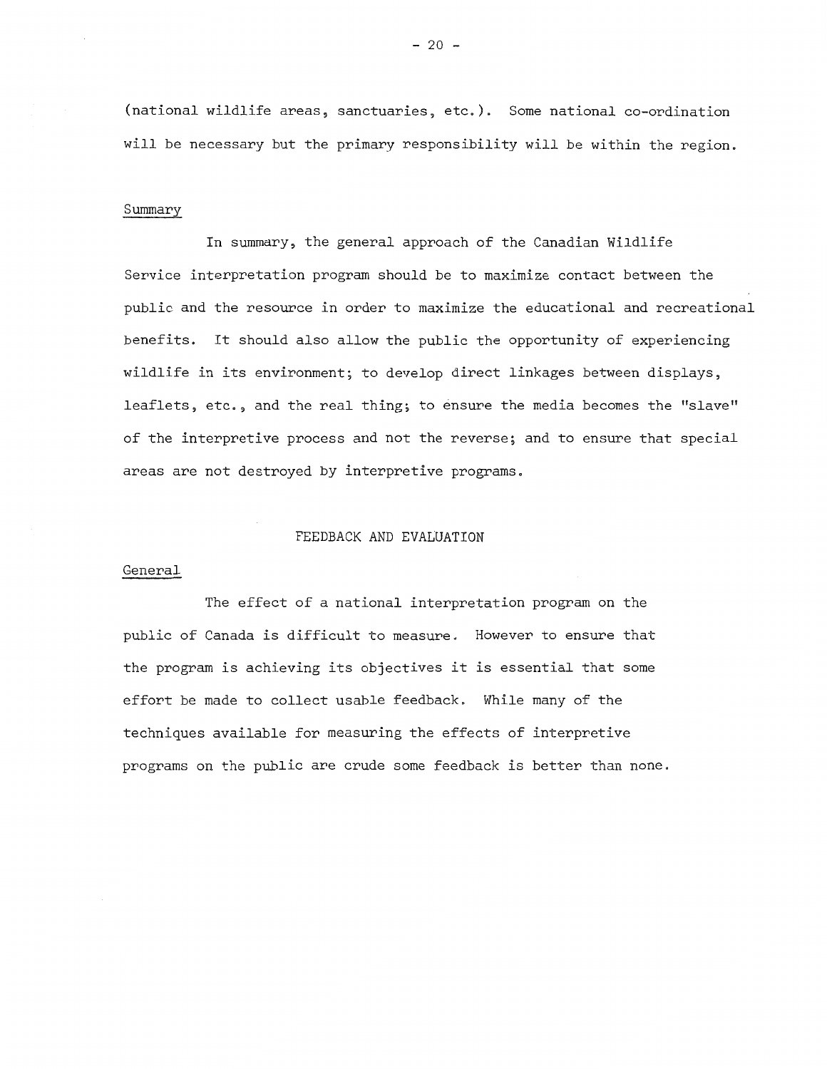(national wildlife areas, sanctuaries, etc.). Some national co-ordination will be necessary but the primary responsibility will be within the region.

### Summary

In summary, the general approach of the Canadian Wildlife Service interpretation program should be to maximize contact between the public and the resource in order to maximize the educational and recreational benefits. It should also allow the public the opportunity of experiencing wildlife in its environment; to develop direct linkages between displays, leaflets, etc., and the real thing; to ensure the media becomes the "slave" of the interpretive process and not the reverse; and to ensure that special areas are not destroyed by interpretive programs.

## FEEDBACK AND EVALUATION

### General

The effect of a national interpretation program on the public of Canada is difficult to measure. However to ensure that the program is achieving its objectives it is essential that some effort be made to collect usable feedback. While many of the techniques available for measuring the effects of interpretive programs on the public are crude some feedback is better than none.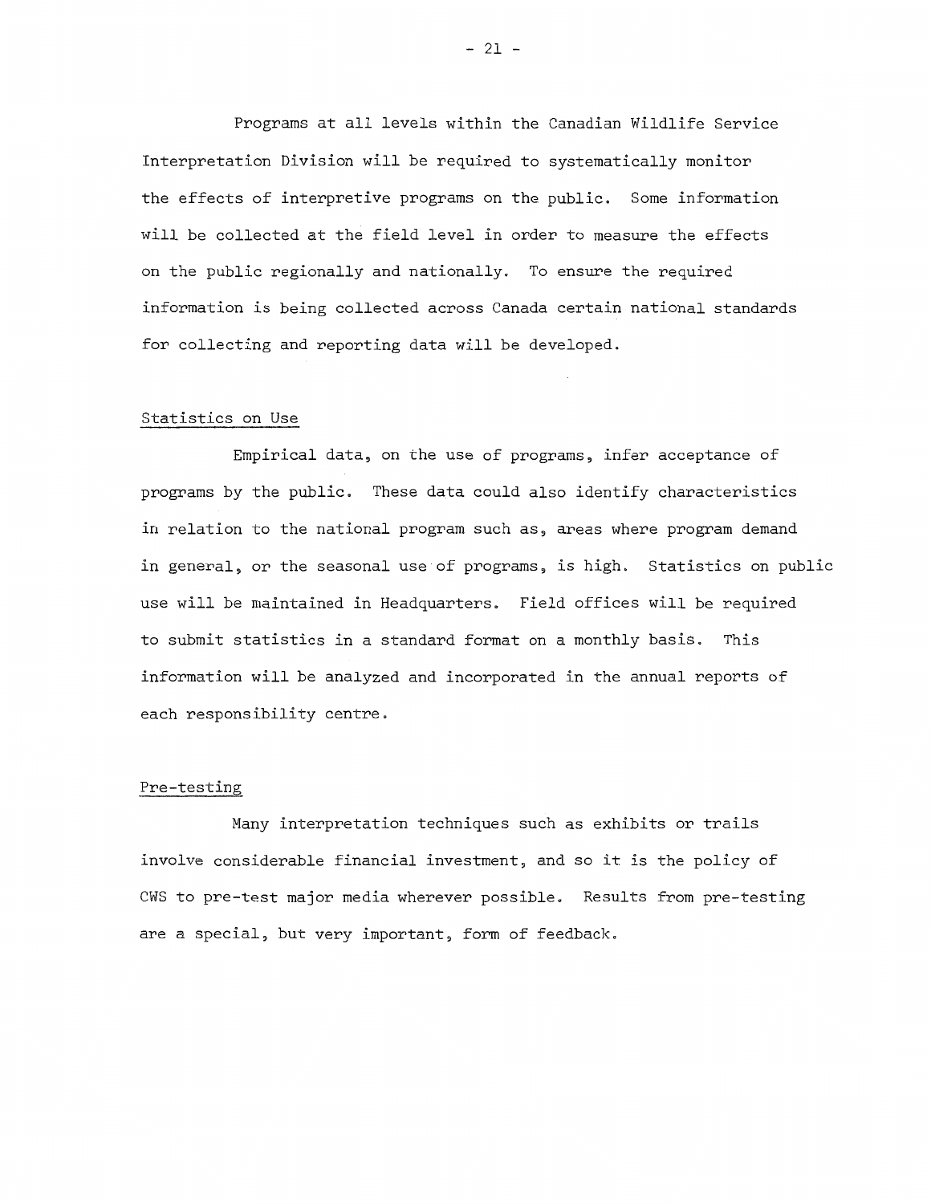Programs at all levels within the Canadian Wildlife Service Interpretation Division will be required to systematically monitor the effects of interpretive programs on the public. Some information will be collected at the field level in order to measure the effects on the public regionally and nationally. To ensure the required information is being collected across Canada certain national standards for collecting and reporting data will be developed.

### Statistics on Use

Empirical data, on the use of programs, infer acceptance of programs by the public. These data could also identify characteristics in relation to the national program such as, areas where program demand in general, or the seasonal use of programs, is high. Statistics on public use will be maintained in Headquarters. Field offices will be required to submit statistics in a standard format on a monthly basis. This information will be analyzed and incorporated in the annual reports of each responsibility centre.

### Pre-testing

Many interpretation techniques such as exhibits or trails involve considerable financial investment, and so it is the policy of CWS to pre-test major media wherever possible. Results from pre-testing are a special, but very important, form of feedback.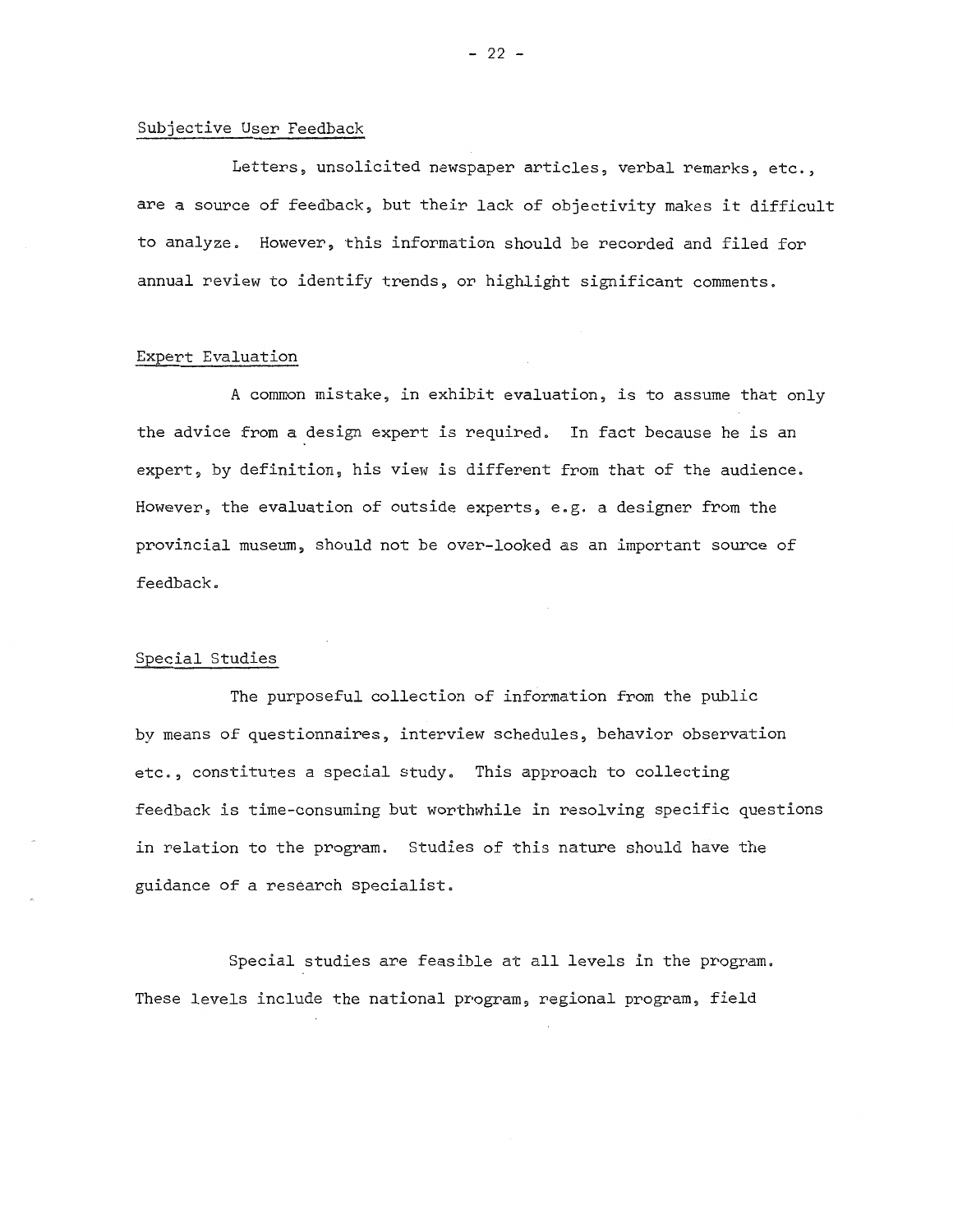## Subjective User Feedback

Letters, unsolicited newspaper articles, verbal remarks, etc., are a source of feedback, but their lack of objectivity makes it difficult to analyze. However, this information should be recorded and filed for annual review to identify trends, or highlight significant comments.

## Expert Evaluation

A common mistake, in exhibit evaluation, is to assume that only the advice from a design expert is required. In fact because he is an expert, by definition, his view is different from that of the audience. However, the evaluation of outside experts, e.g. a designer from the provincial museum, should not be over-looked as an important source of feedback.

## Special Studies

The purposeful collection of information from the public by means of questionnaires, interview schedules, behavior observation etc., constitutes a special study. This approach to collecting feedback is time-consuming but worthwhile in resolving specific questions in relation to the program. Studies of this nature should have the guidance of a research specialist.

Special studies are feasible at all levels in the program. These levels include the national program, regional program, field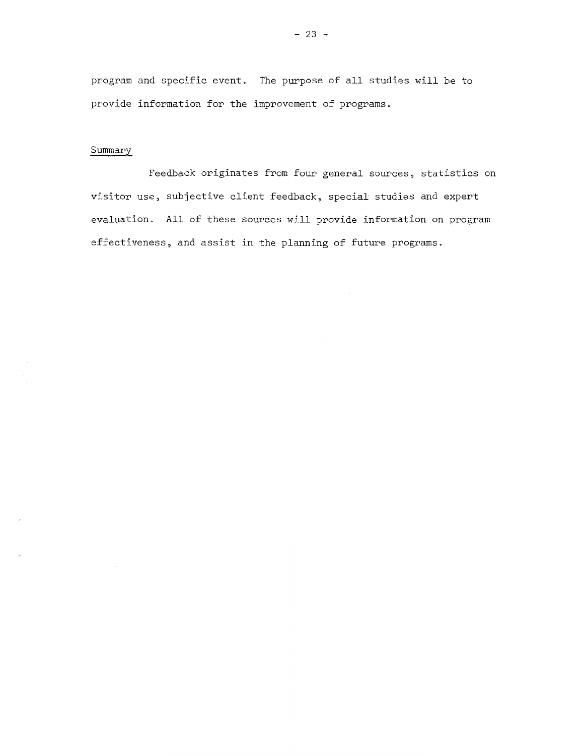program and specific event. The purpose of all studies will be to provide information for the improvement of programs.

## Summary

Feedback originates from four general sources, statistics on visitor use, subjective client feedback, special studies and expert evaluation. All of these sources will provide information on program effectiveness, and assist in the planning of future programs.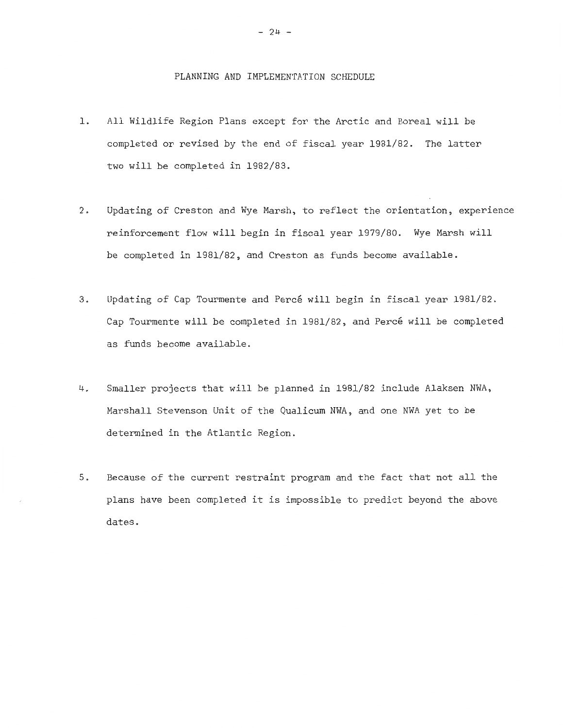## PLANNING AND IMPLEMENTATION SCHEDULE

1. All Wildlife Region Plans except for the Arctic and Boreal will be completed or revised by the end of fiscal year 1981/82. The latter two will be completed in 1982/83.

2. Updating of Creston and Wye Marsh, to reflect the orientation, experience reinforcement flow will begin in fiscal year 1979/80. Wye Marsh will be completed in 1981/82, and Creston as funds become available.

3. Updating of Cap Tourmente and Percé will begin in fiscal year 1981/82. Cap Tourmente will be completed in 1981/82, and Percé will be completed as funds become available.

4. Smaller projects that will be planned in 1981/82 include Alaksen NWA, Marshall Stevenson Unit of the Qualicum NWA, and one NWA yet to be determined in the Atlantic Region.

5. Because of the current restraint program and the fact that not all the plans have been completed it is impossible to predict beyond the above dates.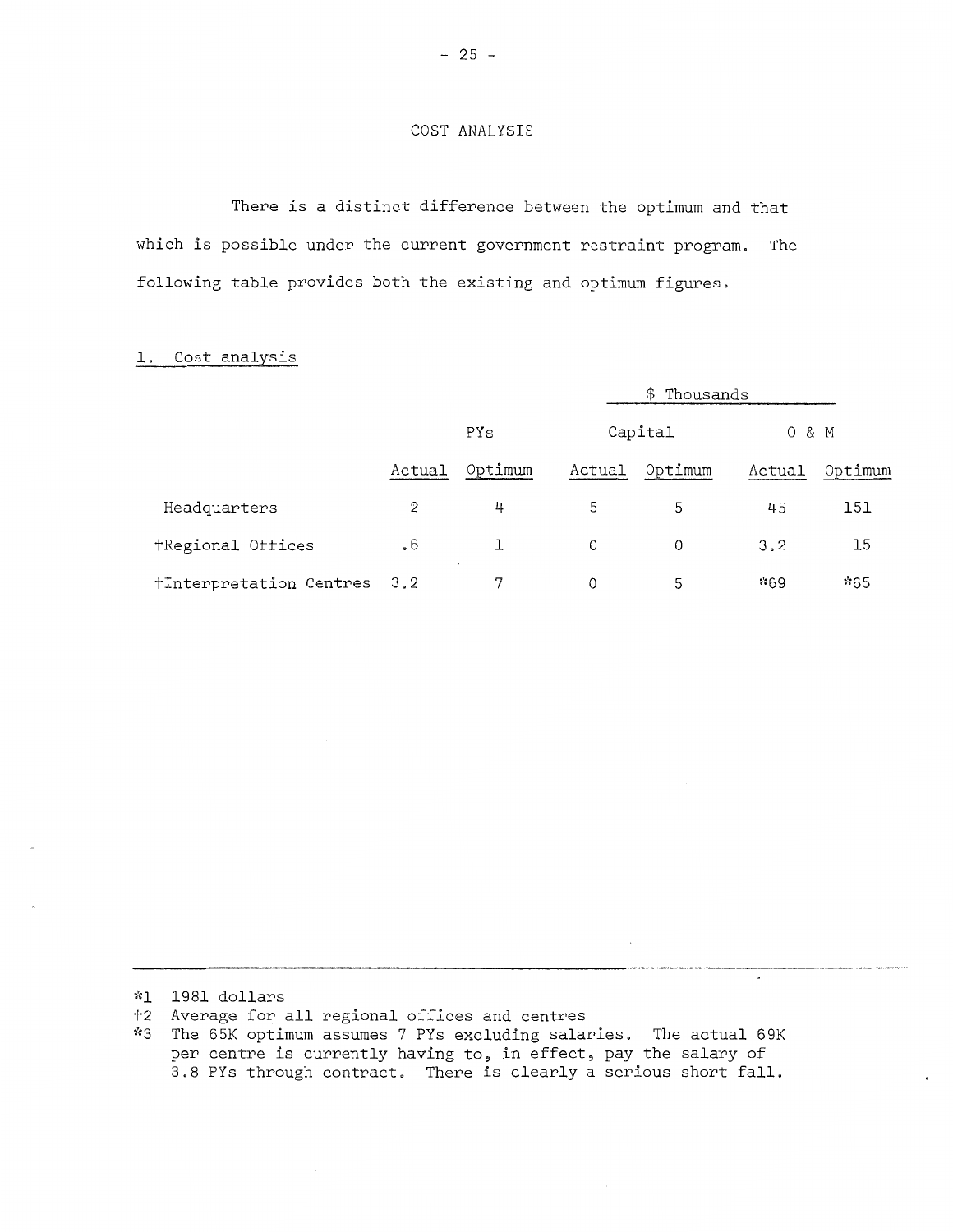COST ANALYSIS

There is a distinct difference between the optimum and that which is possible under the current government restraint program. The following table provides both the existing and optimum figures.

1. Cost analysis

| | PYs | | $ Thousands | | | |
|---|---|---|---|---|---|---|
| | | | Capital | | O & M | |
| | Actual | Optimum | Actual | Optimum | Actual | Optimum |
| Headquarters | 2 | 4 | 5 | 5 | 45 | 151 |
| †Regional Offices | .6 | 1 | 0 | 0 | 3.2 | 15 |
| †Interpretation Centres | 3.2 | 7 | 0 | 5 | *69 | *65 |

---

*1 1981 dollars
†2 Average for all regional offices and centres
*3 The 65K optimum assumes 7 PYs excluding salaries. The actual 69K per centre is currently having to, in effect, pay the salary of 3.8 PYs through contract. There is clearly a serious short fall.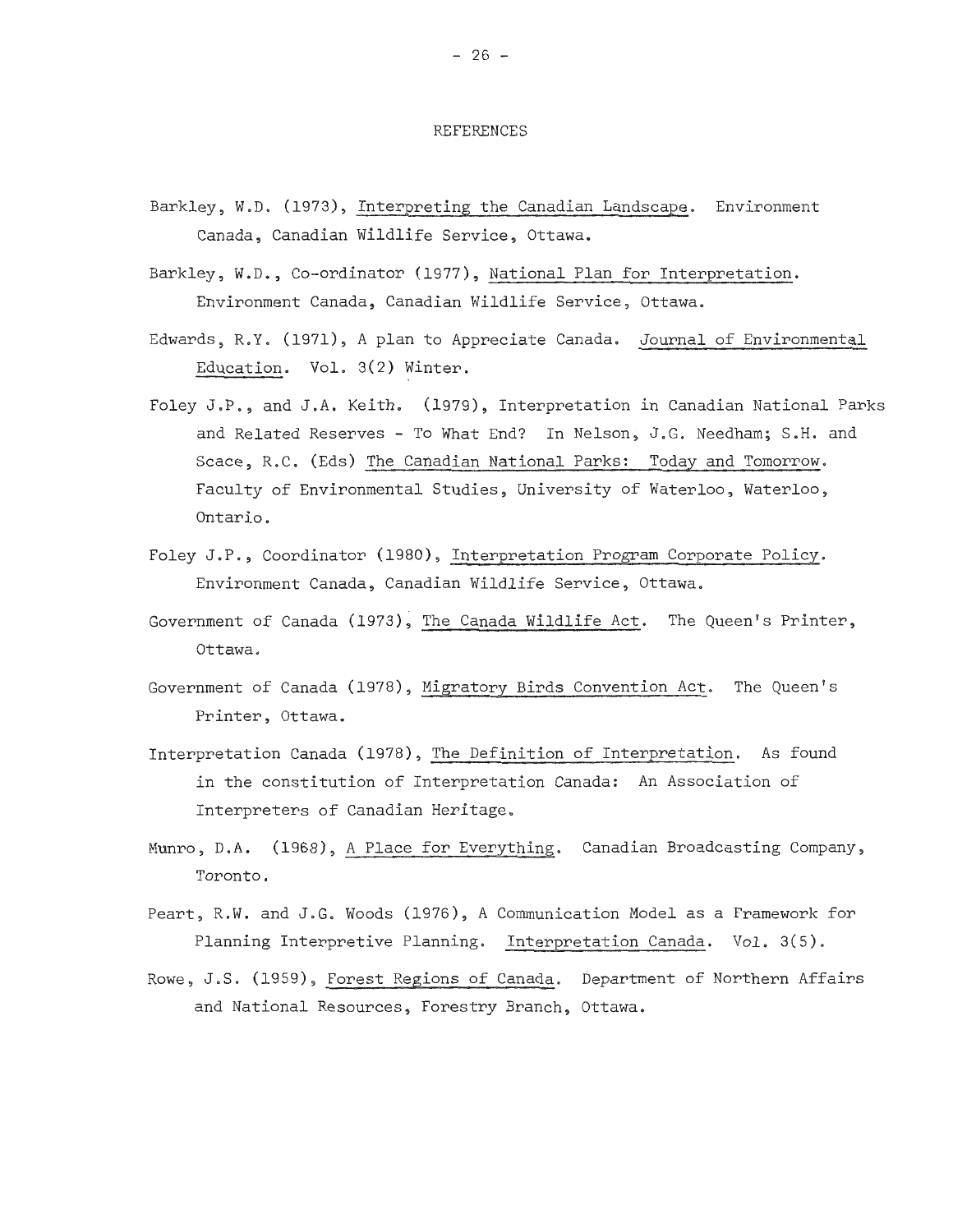## REFERENCES

Barkley, W.D. (1973), Interpreting the Canadian Landscape. Environment Canada, Canadian Wildlife Service, Ottawa.

Barkley, W.D., Co-ordinator (1977), National Plan for Interpretation. Environment Canada, Canadian Wildlife Service, Ottawa.

Edwards, R.Y. (1971), A plan to Appreciate Canada. Journal of Environmental Education. Vol. 3(2) Winter.

Foley J.P., and J.A. Keith. (1979), Interpretation in Canadian National Parks and Related Reserves - To What End? In Nelson, J.G. Needham; S.H. and Scace, R.C. (Eds) The Canadian National Parks: Today and Tomorrow. Faculty of Environmental Studies, University of Waterloo, Waterloo, Ontario.

Foley J.P., Coordinator (1980), Interpretation Program Corporate Policy. Environment Canada, Canadian Wildlife Service, Ottawa.

Government of Canada (1973), The Canada Wildlife Act. The Queen's Printer, Ottawa.

Government of Canada (1978), Migratory Birds Convention Act. The Queen's Printer, Ottawa.

Interpretation Canada (1978), The Definition of Interpretation. As found in the constitution of Interpretation Canada: An Association of Interpreters of Canadian Heritage.

Munro, D.A. (1968), A Place for Everything. Canadian Broadcasting Company, Toronto.

Peart, R.W. and J.G. Woods (1976), A Communication Model as a Framework for Planning Interpretive Planning. Interpretation Canada. Vol. 3(5).

Rowe, J.S. (1959), Forest Regions of Canada. Department of Northern Affairs and National Resources, Forestry Branch, Ottawa.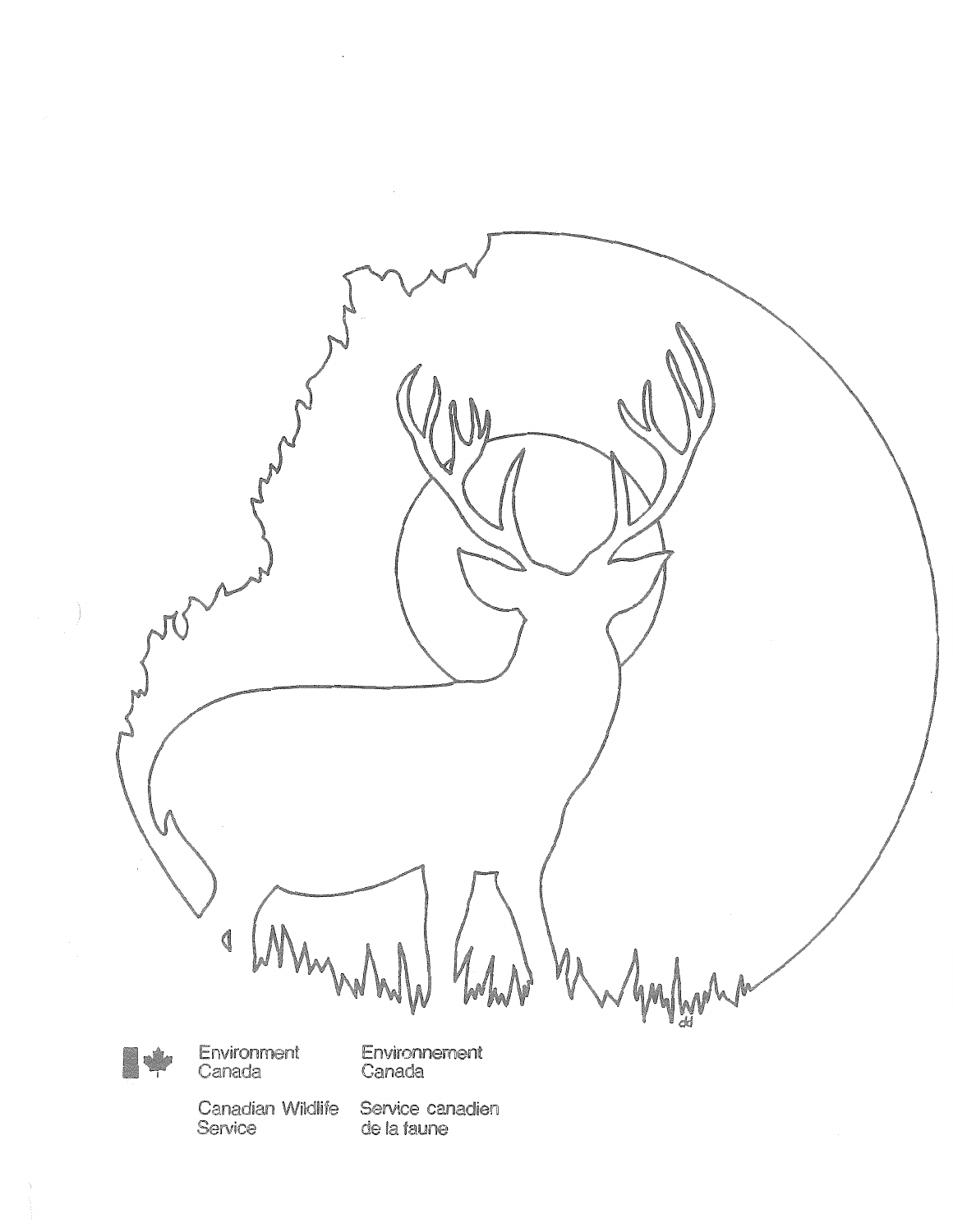Environment Canada    Environnement Canada

Canadian Wildlife Service    Service canadien de la faune